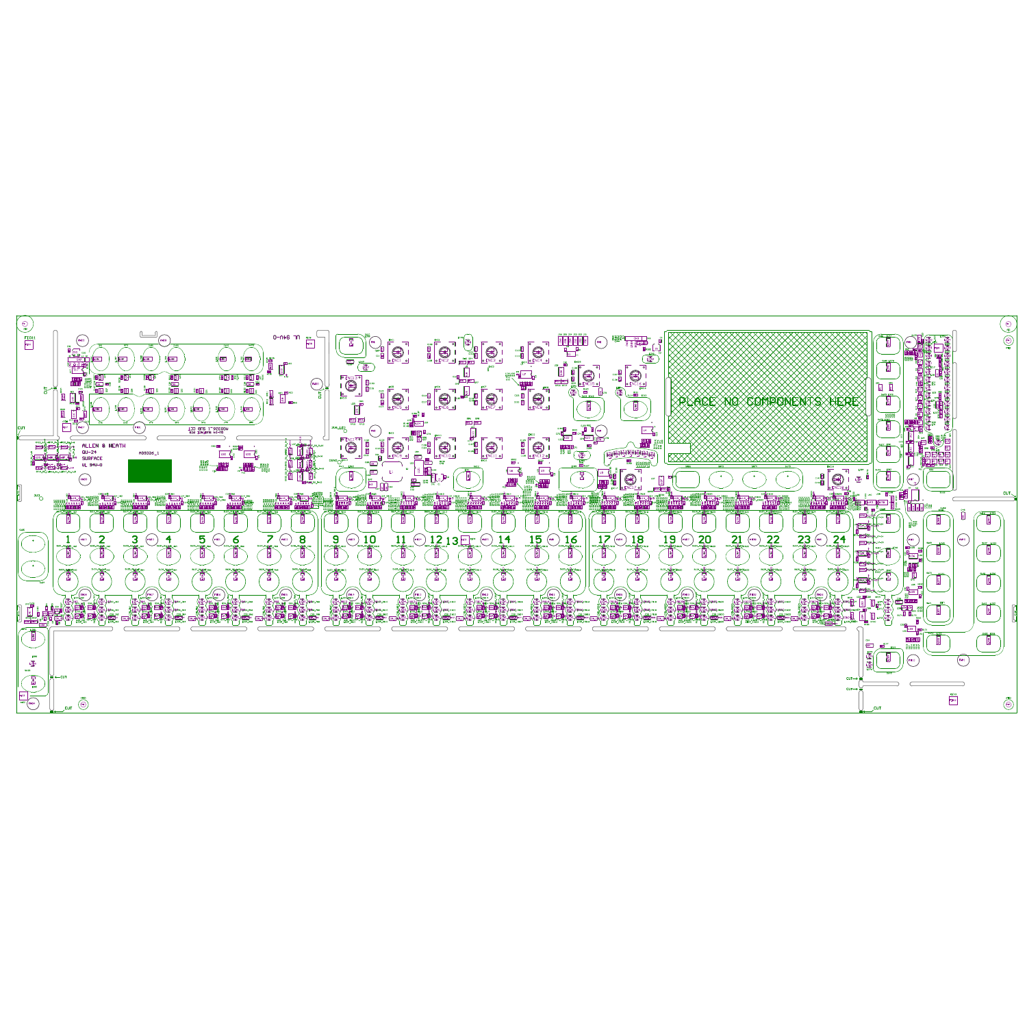ALLEN & HEATH
QU-24
SURFACE
UL 94V-0

A09326_1

PLACE NO COMPONENTS HERE

1 2 3 4 5 6 7 8 9 10 11 12 13 14 15 16 17 18 19 20 21 22 23 24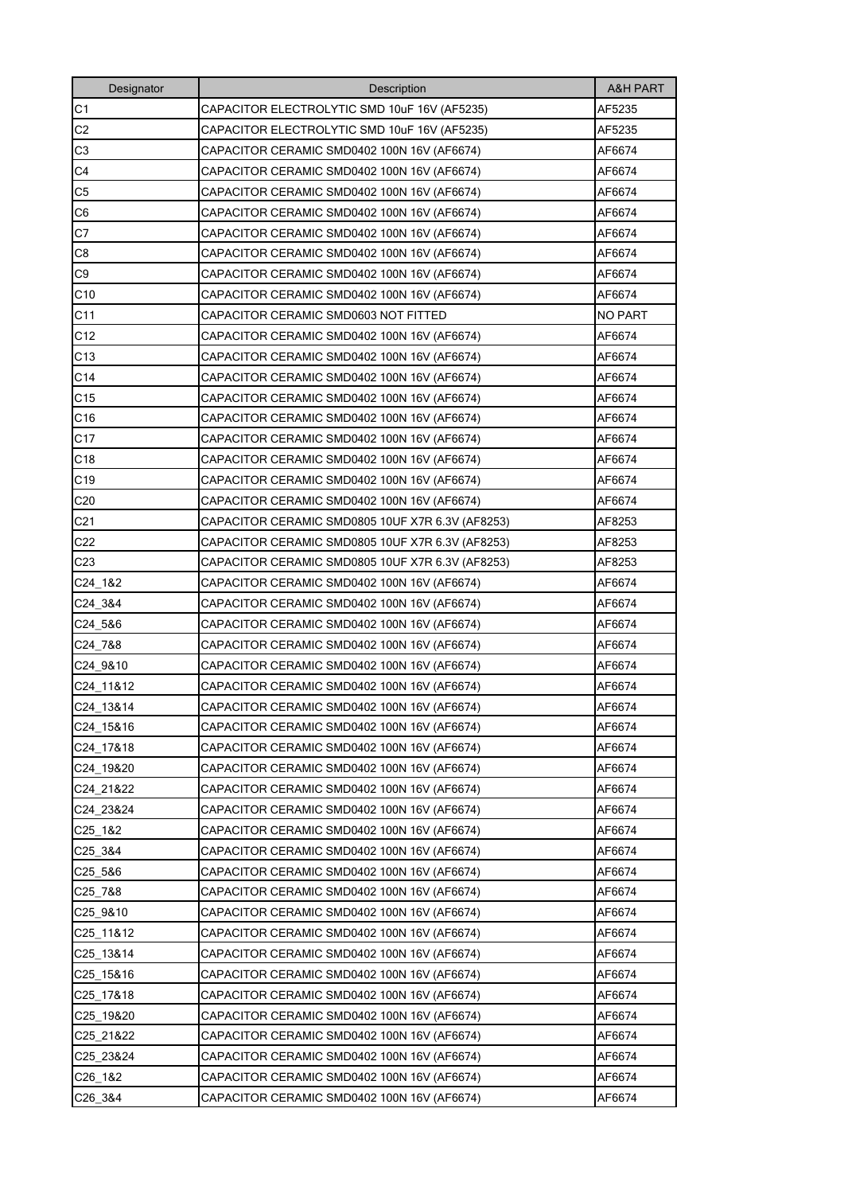| Designator | Description | A&H PART |
| --- | --- | --- |
| C1 | CAPACITOR ELECTROLYTIC SMD 10uF 16V (AF5235) | AF5235 |
| C2 | CAPACITOR ELECTROLYTIC SMD 10uF 16V (AF5235) | AF5235 |
| C3 | CAPACITOR CERAMIC SMD0402 100N 16V (AF6674) | AF6674 |
| C4 | CAPACITOR CERAMIC SMD0402 100N 16V (AF6674) | AF6674 |
| C5 | CAPACITOR CERAMIC SMD0402 100N 16V (AF6674) | AF6674 |
| C6 | CAPACITOR CERAMIC SMD0402 100N 16V (AF6674) | AF6674 |
| C7 | CAPACITOR CERAMIC SMD0402 100N 16V (AF6674) | AF6674 |
| C8 | CAPACITOR CERAMIC SMD0402 100N 16V (AF6674) | AF6674 |
| C9 | CAPACITOR CERAMIC SMD0402 100N 16V (AF6674) | AF6674 |
| C10 | CAPACITOR CERAMIC SMD0402 100N 16V (AF6674) | AF6674 |
| C11 | CAPACITOR CERAMIC SMD0603 NOT FITTED | NO PART |
| C12 | CAPACITOR CERAMIC SMD0402 100N 16V (AF6674) | AF6674 |
| C13 | CAPACITOR CERAMIC SMD0402 100N 16V (AF6674) | AF6674 |
| C14 | CAPACITOR CERAMIC SMD0402 100N 16V (AF6674) | AF6674 |
| C15 | CAPACITOR CERAMIC SMD0402 100N 16V (AF6674) | AF6674 |
| C16 | CAPACITOR CERAMIC SMD0402 100N 16V (AF6674) | AF6674 |
| C17 | CAPACITOR CERAMIC SMD0402 100N 16V (AF6674) | AF6674 |
| C18 | CAPACITOR CERAMIC SMD0402 100N 16V (AF6674) | AF6674 |
| C19 | CAPACITOR CERAMIC SMD0402 100N 16V (AF6674) | AF6674 |
| C20 | CAPACITOR CERAMIC SMD0402 100N 16V (AF6674) | AF6674 |
| C21 | CAPACITOR CERAMIC SMD0805 10UF X7R 6.3V (AF8253) | AF8253 |
| C22 | CAPACITOR CERAMIC SMD0805 10UF X7R 6.3V (AF8253) | AF8253 |
| C23 | CAPACITOR CERAMIC SMD0805 10UF X7R 6.3V (AF8253) | AF8253 |
| C24_1&2 | CAPACITOR CERAMIC SMD0402 100N 16V (AF6674) | AF6674 |
| C24_3&4 | CAPACITOR CERAMIC SMD0402 100N 16V (AF6674) | AF6674 |
| C24_5&6 | CAPACITOR CERAMIC SMD0402 100N 16V (AF6674) | AF6674 |
| C24_7&8 | CAPACITOR CERAMIC SMD0402 100N 16V (AF6674) | AF6674 |
| C24_9&10 | CAPACITOR CERAMIC SMD0402 100N 16V (AF6674) | AF6674 |
| C24_11&12 | CAPACITOR CERAMIC SMD0402 100N 16V (AF6674) | AF6674 |
| C24_13&14 | CAPACITOR CERAMIC SMD0402 100N 16V (AF6674) | AF6674 |
| C24_15&16 | CAPACITOR CERAMIC SMD0402 100N 16V (AF6674) | AF6674 |
| C24_17&18 | CAPACITOR CERAMIC SMD0402 100N 16V (AF6674) | AF6674 |
| C24_19&20 | CAPACITOR CERAMIC SMD0402 100N 16V (AF6674) | AF6674 |
| C24_21&22 | CAPACITOR CERAMIC SMD0402 100N 16V (AF6674) | AF6674 |
| C24_23&24 | CAPACITOR CERAMIC SMD0402 100N 16V (AF6674) | AF6674 |
| C25_1&2 | CAPACITOR CERAMIC SMD0402 100N 16V (AF6674) | AF6674 |
| C25_3&4 | CAPACITOR CERAMIC SMD0402 100N 16V (AF6674) | AF6674 |
| C25_5&6 | CAPACITOR CERAMIC SMD0402 100N 16V (AF6674) | AF6674 |
| C25_7&8 | CAPACITOR CERAMIC SMD0402 100N 16V (AF6674) | AF6674 |
| C25_9&10 | CAPACITOR CERAMIC SMD0402 100N 16V (AF6674) | AF6674 |
| C25_11&12 | CAPACITOR CERAMIC SMD0402 100N 16V (AF6674) | AF6674 |
| C25_13&14 | CAPACITOR CERAMIC SMD0402 100N 16V (AF6674) | AF6674 |
| C25_15&16 | CAPACITOR CERAMIC SMD0402 100N 16V (AF6674) | AF6674 |
| C25_17&18 | CAPACITOR CERAMIC SMD0402 100N 16V (AF6674) | AF6674 |
| C25_19&20 | CAPACITOR CERAMIC SMD0402 100N 16V (AF6674) | AF6674 |
| C25_21&22 | CAPACITOR CERAMIC SMD0402 100N 16V (AF6674) | AF6674 |
| C25_23&24 | CAPACITOR CERAMIC SMD0402 100N 16V (AF6674) | AF6674 |
| C26_1&2 | CAPACITOR CERAMIC SMD0402 100N 16V (AF6674) | AF6674 |
| C26_3&4 | CAPACITOR CERAMIC SMD0402 100N 16V (AF6674) | AF6674 |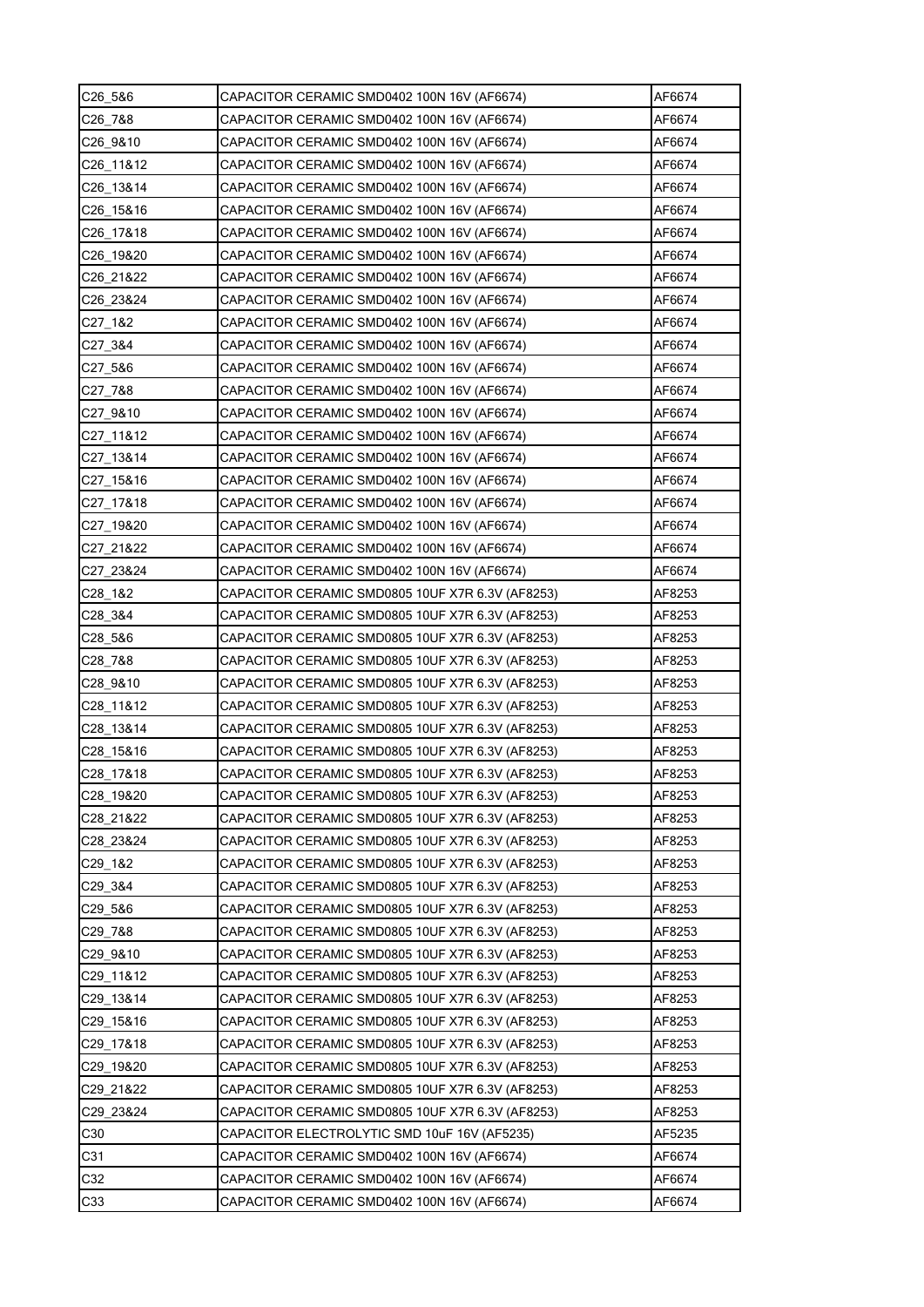| C26_5&6 | CAPACITOR CERAMIC SMD0402 100N 16V (AF6674) | AF6674 |
|---|---|---|
| C26_7&8 | CAPACITOR CERAMIC SMD0402 100N 16V (AF6674) | AF6674 |
| C26_9&10 | CAPACITOR CERAMIC SMD0402 100N 16V (AF6674) | AF6674 |
| C26_11&12 | CAPACITOR CERAMIC SMD0402 100N 16V (AF6674) | AF6674 |
| C26_13&14 | CAPACITOR CERAMIC SMD0402 100N 16V (AF6674) | AF6674 |
| C26_15&16 | CAPACITOR CERAMIC SMD0402 100N 16V (AF6674) | AF6674 |
| C26_17&18 | CAPACITOR CERAMIC SMD0402 100N 16V (AF6674) | AF6674 |
| C26_19&20 | CAPACITOR CERAMIC SMD0402 100N 16V (AF6674) | AF6674 |
| C26_21&22 | CAPACITOR CERAMIC SMD0402 100N 16V (AF6674) | AF6674 |
| C26_23&24 | CAPACITOR CERAMIC SMD0402 100N 16V (AF6674) | AF6674 |
| C27_1&2 | CAPACITOR CERAMIC SMD0402 100N 16V (AF6674) | AF6674 |
| C27_3&4 | CAPACITOR CERAMIC SMD0402 100N 16V (AF6674) | AF6674 |
| C27_5&6 | CAPACITOR CERAMIC SMD0402 100N 16V (AF6674) | AF6674 |
| C27_7&8 | CAPACITOR CERAMIC SMD0402 100N 16V (AF6674) | AF6674 |
| C27_9&10 | CAPACITOR CERAMIC SMD0402 100N 16V (AF6674) | AF6674 |
| C27_11&12 | CAPACITOR CERAMIC SMD0402 100N 16V (AF6674) | AF6674 |
| C27_13&14 | CAPACITOR CERAMIC SMD0402 100N 16V (AF6674) | AF6674 |
| C27_15&16 | CAPACITOR CERAMIC SMD0402 100N 16V (AF6674) | AF6674 |
| C27_17&18 | CAPACITOR CERAMIC SMD0402 100N 16V (AF6674) | AF6674 |
| C27_19&20 | CAPACITOR CERAMIC SMD0402 100N 16V (AF6674) | AF6674 |
| C27_21&22 | CAPACITOR CERAMIC SMD0402 100N 16V (AF6674) | AF6674 |
| C27_23&24 | CAPACITOR CERAMIC SMD0402 100N 16V (AF6674) | AF6674 |
| C28_1&2 | CAPACITOR CERAMIC SMD0805 10UF X7R 6.3V (AF8253) | AF8253 |
| C28_3&4 | CAPACITOR CERAMIC SMD0805 10UF X7R 6.3V (AF8253) | AF8253 |
| C28_5&6 | CAPACITOR CERAMIC SMD0805 10UF X7R 6.3V (AF8253) | AF8253 |
| C28_7&8 | CAPACITOR CERAMIC SMD0805 10UF X7R 6.3V (AF8253) | AF8253 |
| C28_9&10 | CAPACITOR CERAMIC SMD0805 10UF X7R 6.3V (AF8253) | AF8253 |
| C28_11&12 | CAPACITOR CERAMIC SMD0805 10UF X7R 6.3V (AF8253) | AF8253 |
| C28_13&14 | CAPACITOR CERAMIC SMD0805 10UF X7R 6.3V (AF8253) | AF8253 |
| C28_15&16 | CAPACITOR CERAMIC SMD0805 10UF X7R 6.3V (AF8253) | AF8253 |
| C28_17&18 | CAPACITOR CERAMIC SMD0805 10UF X7R 6.3V (AF8253) | AF8253 |
| C28_19&20 | CAPACITOR CERAMIC SMD0805 10UF X7R 6.3V (AF8253) | AF8253 |
| C28_21&22 | CAPACITOR CERAMIC SMD0805 10UF X7R 6.3V (AF8253) | AF8253 |
| C28_23&24 | CAPACITOR CERAMIC SMD0805 10UF X7R 6.3V (AF8253) | AF8253 |
| C29_1&2 | CAPACITOR CERAMIC SMD0805 10UF X7R 6.3V (AF8253) | AF8253 |
| C29_3&4 | CAPACITOR CERAMIC SMD0805 10UF X7R 6.3V (AF8253) | AF8253 |
| C29_5&6 | CAPACITOR CERAMIC SMD0805 10UF X7R 6.3V (AF8253) | AF8253 |
| C29_7&8 | CAPACITOR CERAMIC SMD0805 10UF X7R 6.3V (AF8253) | AF8253 |
| C29_9&10 | CAPACITOR CERAMIC SMD0805 10UF X7R 6.3V (AF8253) | AF8253 |
| C29_11&12 | CAPACITOR CERAMIC SMD0805 10UF X7R 6.3V (AF8253) | AF8253 |
| C29_13&14 | CAPACITOR CERAMIC SMD0805 10UF X7R 6.3V (AF8253) | AF8253 |
| C29_15&16 | CAPACITOR CERAMIC SMD0805 10UF X7R 6.3V (AF8253) | AF8253 |
| C29_17&18 | CAPACITOR CERAMIC SMD0805 10UF X7R 6.3V (AF8253) | AF8253 |
| C29_19&20 | CAPACITOR CERAMIC SMD0805 10UF X7R 6.3V (AF8253) | AF8253 |
| C29_21&22 | CAPACITOR CERAMIC SMD0805 10UF X7R 6.3V (AF8253) | AF8253 |
| C29_23&24 | CAPACITOR CERAMIC SMD0805 10UF X7R 6.3V (AF8253) | AF8253 |
| C30 | CAPACITOR ELECTROLYTIC SMD 10uF 16V (AF5235) | AF5235 |
| C31 | CAPACITOR CERAMIC SMD0402 100N 16V (AF6674) | AF6674 |
| C32 | CAPACITOR CERAMIC SMD0402 100N 16V (AF6674) | AF6674 |
| C33 | CAPACITOR CERAMIC SMD0402 100N 16V (AF6674) | AF6674 |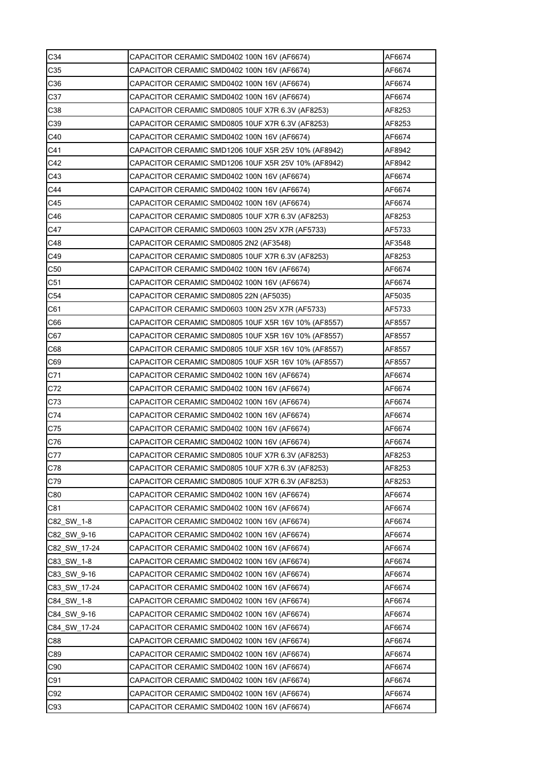| C34 | CAPACITOR CERAMIC SMD0402 100N 16V (AF6674) | AF6674 |
|---|---|---|
| C35 | CAPACITOR CERAMIC SMD0402 100N 16V (AF6674) | AF6674 |
| C36 | CAPACITOR CERAMIC SMD0402 100N 16V (AF6674) | AF6674 |
| C37 | CAPACITOR CERAMIC SMD0402 100N 16V (AF6674) | AF6674 |
| C38 | CAPACITOR CERAMIC SMD0805 10UF X7R 6.3V (AF8253) | AF8253 |
| C39 | CAPACITOR CERAMIC SMD0805 10UF X7R 6.3V (AF8253) | AF8253 |
| C40 | CAPACITOR CERAMIC SMD0402 100N 16V (AF6674) | AF6674 |
| C41 | CAPACITOR CERAMIC SMD1206 10UF X5R 25V 10% (AF8942) | AF8942 |
| C42 | CAPACITOR CERAMIC SMD1206 10UF X5R 25V 10% (AF8942) | AF8942 |
| C43 | CAPACITOR CERAMIC SMD0402 100N 16V (AF6674) | AF6674 |
| C44 | CAPACITOR CERAMIC SMD0402 100N 16V (AF6674) | AF6674 |
| C45 | CAPACITOR CERAMIC SMD0402 100N 16V (AF6674) | AF6674 |
| C46 | CAPACITOR CERAMIC SMD0805 10UF X7R 6.3V (AF8253) | AF8253 |
| C47 | CAPACITOR CERAMIC SMD0603 100N 25V X7R (AF5733) | AF5733 |
| C48 | CAPACITOR CERAMIC SMD0805 2N2 (AF3548) | AF3548 |
| C49 | CAPACITOR CERAMIC SMD0805 10UF X7R 6.3V (AF8253) | AF8253 |
| C50 | CAPACITOR CERAMIC SMD0402 100N 16V (AF6674) | AF6674 |
| C51 | CAPACITOR CERAMIC SMD0402 100N 16V (AF6674) | AF6674 |
| C54 | CAPACITOR CERAMIC SMD0805 22N (AF5035) | AF5035 |
| C61 | CAPACITOR CERAMIC SMD0603 100N 25V X7R (AF5733) | AF5733 |
| C66 | CAPACITOR CERAMIC SMD0805 10UF X5R 16V 10% (AF8557) | AF8557 |
| C67 | CAPACITOR CERAMIC SMD0805 10UF X5R 16V 10% (AF8557) | AF8557 |
| C68 | CAPACITOR CERAMIC SMD0805 10UF X5R 16V 10% (AF8557) | AF8557 |
| C69 | CAPACITOR CERAMIC SMD0805 10UF X5R 16V 10% (AF8557) | AF8557 |
| C71 | CAPACITOR CERAMIC SMD0402 100N 16V (AF6674) | AF6674 |
| C72 | CAPACITOR CERAMIC SMD0402 100N 16V (AF6674) | AF6674 |
| C73 | CAPACITOR CERAMIC SMD0402 100N 16V (AF6674) | AF6674 |
| C74 | CAPACITOR CERAMIC SMD0402 100N 16V (AF6674) | AF6674 |
| C75 | CAPACITOR CERAMIC SMD0402 100N 16V (AF6674) | AF6674 |
| C76 | CAPACITOR CERAMIC SMD0402 100N 16V (AF6674) | AF6674 |
| C77 | CAPACITOR CERAMIC SMD0805 10UF X7R 6.3V (AF8253) | AF8253 |
| C78 | CAPACITOR CERAMIC SMD0805 10UF X7R 6.3V (AF8253) | AF8253 |
| C79 | CAPACITOR CERAMIC SMD0805 10UF X7R 6.3V (AF8253) | AF8253 |
| C80 | CAPACITOR CERAMIC SMD0402 100N 16V (AF6674) | AF6674 |
| C81 | CAPACITOR CERAMIC SMD0402 100N 16V (AF6674) | AF6674 |
| C82_SW_1-8 | CAPACITOR CERAMIC SMD0402 100N 16V (AF6674) | AF6674 |
| C82_SW_9-16 | CAPACITOR CERAMIC SMD0402 100N 16V (AF6674) | AF6674 |
| C82_SW_17-24 | CAPACITOR CERAMIC SMD0402 100N 16V (AF6674) | AF6674 |
| C83_SW_1-8 | CAPACITOR CERAMIC SMD0402 100N 16V (AF6674) | AF6674 |
| C83_SW_9-16 | CAPACITOR CERAMIC SMD0402 100N 16V (AF6674) | AF6674 |
| C83_SW_17-24 | CAPACITOR CERAMIC SMD0402 100N 16V (AF6674) | AF6674 |
| C84_SW_1-8 | CAPACITOR CERAMIC SMD0402 100N 16V (AF6674) | AF6674 |
| C84_SW_9-16 | CAPACITOR CERAMIC SMD0402 100N 16V (AF6674) | AF6674 |
| C84_SW_17-24 | CAPACITOR CERAMIC SMD0402 100N 16V (AF6674) | AF6674 |
| C88 | CAPACITOR CERAMIC SMD0402 100N 16V (AF6674) | AF6674 |
| C89 | CAPACITOR CERAMIC SMD0402 100N 16V (AF6674) | AF6674 |
| C90 | CAPACITOR CERAMIC SMD0402 100N 16V (AF6674) | AF6674 |
| C91 | CAPACITOR CERAMIC SMD0402 100N 16V (AF6674) | AF6674 |
| C92 | CAPACITOR CERAMIC SMD0402 100N 16V (AF6674) | AF6674 |
| C93 | CAPACITOR CERAMIC SMD0402 100N 16V (AF6674) | AF6674 |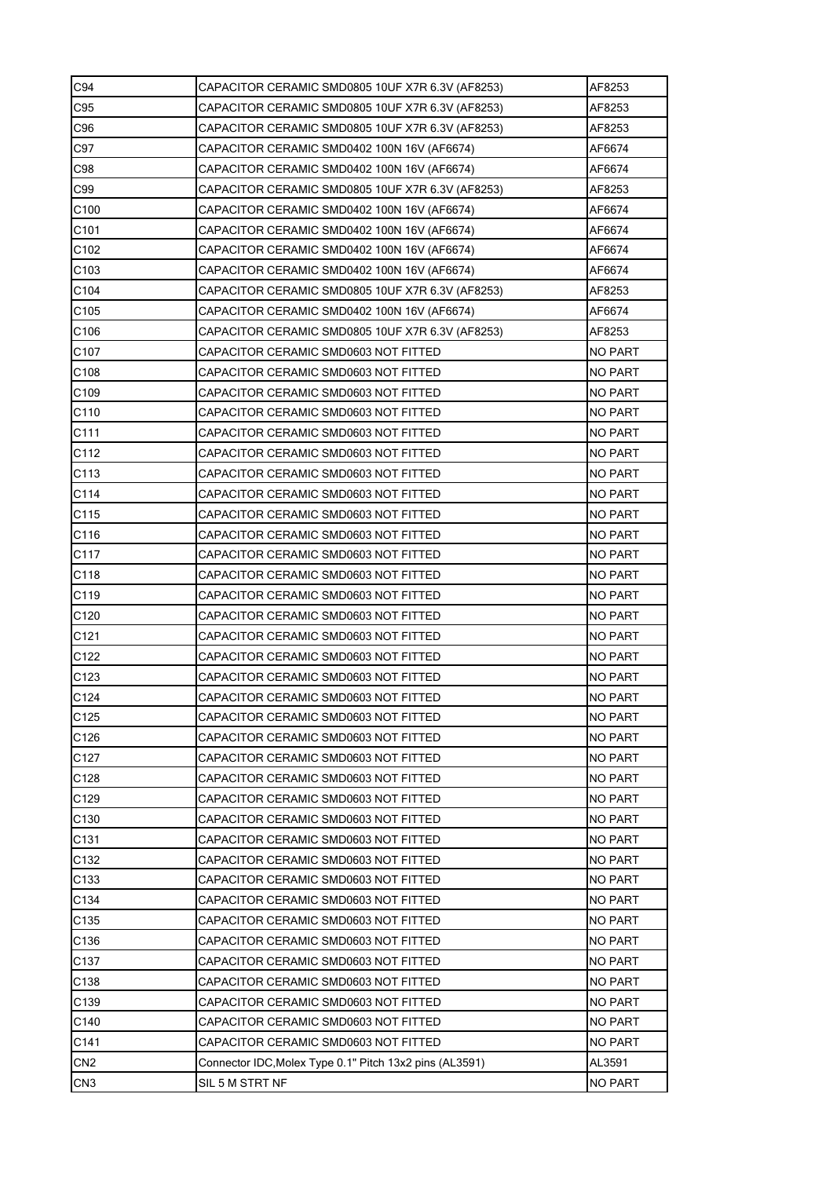| C94 | CAPACITOR CERAMIC SMD0805 10UF X7R 6.3V (AF8253) | AF8253 |
|---|---|---|
| C95 | CAPACITOR CERAMIC SMD0805 10UF X7R 6.3V (AF8253) | AF8253 |
| C96 | CAPACITOR CERAMIC SMD0805 10UF X7R 6.3V (AF8253) | AF8253 |
| C97 | CAPACITOR CERAMIC SMD0402 100N 16V (AF6674) | AF6674 |
| C98 | CAPACITOR CERAMIC SMD0402 100N 16V (AF6674) | AF6674 |
| C99 | CAPACITOR CERAMIC SMD0805 10UF X7R 6.3V (AF8253) | AF8253 |
| C100 | CAPACITOR CERAMIC SMD0402 100N 16V (AF6674) | AF6674 |
| C101 | CAPACITOR CERAMIC SMD0402 100N 16V (AF6674) | AF6674 |
| C102 | CAPACITOR CERAMIC SMD0402 100N 16V (AF6674) | AF6674 |
| C103 | CAPACITOR CERAMIC SMD0402 100N 16V (AF6674) | AF6674 |
| C104 | CAPACITOR CERAMIC SMD0805 10UF X7R 6.3V (AF8253) | AF8253 |
| C105 | CAPACITOR CERAMIC SMD0402 100N 16V (AF6674) | AF6674 |
| C106 | CAPACITOR CERAMIC SMD0805 10UF X7R 6.3V (AF8253) | AF8253 |
| C107 | CAPACITOR CERAMIC SMD0603 NOT FITTED | NO PART |
| C108 | CAPACITOR CERAMIC SMD0603 NOT FITTED | NO PART |
| C109 | CAPACITOR CERAMIC SMD0603 NOT FITTED | NO PART |
| C110 | CAPACITOR CERAMIC SMD0603 NOT FITTED | NO PART |
| C111 | CAPACITOR CERAMIC SMD0603 NOT FITTED | NO PART |
| C112 | CAPACITOR CERAMIC SMD0603 NOT FITTED | NO PART |
| C113 | CAPACITOR CERAMIC SMD0603 NOT FITTED | NO PART |
| C114 | CAPACITOR CERAMIC SMD0603 NOT FITTED | NO PART |
| C115 | CAPACITOR CERAMIC SMD0603 NOT FITTED | NO PART |
| C116 | CAPACITOR CERAMIC SMD0603 NOT FITTED | NO PART |
| C117 | CAPACITOR CERAMIC SMD0603 NOT FITTED | NO PART |
| C118 | CAPACITOR CERAMIC SMD0603 NOT FITTED | NO PART |
| C119 | CAPACITOR CERAMIC SMD0603 NOT FITTED | NO PART |
| C120 | CAPACITOR CERAMIC SMD0603 NOT FITTED | NO PART |
| C121 | CAPACITOR CERAMIC SMD0603 NOT FITTED | NO PART |
| C122 | CAPACITOR CERAMIC SMD0603 NOT FITTED | NO PART |
| C123 | CAPACITOR CERAMIC SMD0603 NOT FITTED | NO PART |
| C124 | CAPACITOR CERAMIC SMD0603 NOT FITTED | NO PART |
| C125 | CAPACITOR CERAMIC SMD0603 NOT FITTED | NO PART |
| C126 | CAPACITOR CERAMIC SMD0603 NOT FITTED | NO PART |
| C127 | CAPACITOR CERAMIC SMD0603 NOT FITTED | NO PART |
| C128 | CAPACITOR CERAMIC SMD0603 NOT FITTED | NO PART |
| C129 | CAPACITOR CERAMIC SMD0603 NOT FITTED | NO PART |
| C130 | CAPACITOR CERAMIC SMD0603 NOT FITTED | NO PART |
| C131 | CAPACITOR CERAMIC SMD0603 NOT FITTED | NO PART |
| C132 | CAPACITOR CERAMIC SMD0603 NOT FITTED | NO PART |
| C133 | CAPACITOR CERAMIC SMD0603 NOT FITTED | NO PART |
| C134 | CAPACITOR CERAMIC SMD0603 NOT FITTED | NO PART |
| C135 | CAPACITOR CERAMIC SMD0603 NOT FITTED | NO PART |
| C136 | CAPACITOR CERAMIC SMD0603 NOT FITTED | NO PART |
| C137 | CAPACITOR CERAMIC SMD0603 NOT FITTED | NO PART |
| C138 | CAPACITOR CERAMIC SMD0603 NOT FITTED | NO PART |
| C139 | CAPACITOR CERAMIC SMD0603 NOT FITTED | NO PART |
| C140 | CAPACITOR CERAMIC SMD0603 NOT FITTED | NO PART |
| C141 | CAPACITOR CERAMIC SMD0603 NOT FITTED | NO PART |
| CN2 | Connector IDC,Molex Type 0.1" Pitch 13x2 pins (AL3591) | AL3591 |
| CN3 | SIL 5 M STRT NF | NO PART |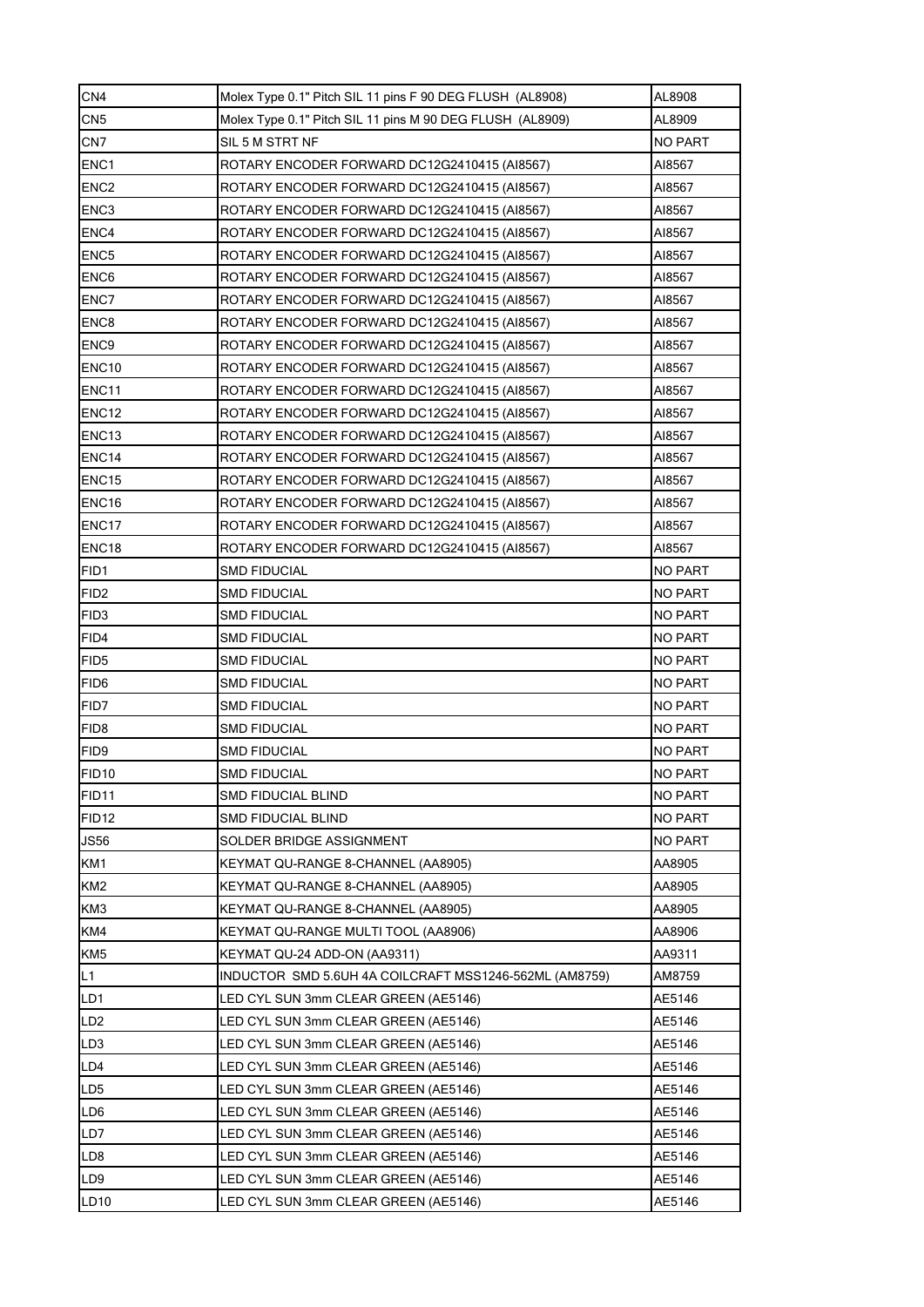| CN4 | Molex Type 0.1" Pitch SIL 11 pins F 90 DEG FLUSH (AL8908) | AL8908 |
|---|---|---|
| CN5 | Molex Type 0.1" Pitch SIL 11 pins M 90 DEG FLUSH (AL8909) | AL8909 |
| CN7 | SIL 5 M STRT NF | NO PART |
| ENC1 | ROTARY ENCODER FORWARD DC12G2410415 (AI8567) | AI8567 |
| ENC2 | ROTARY ENCODER FORWARD DC12G2410415 (AI8567) | AI8567 |
| ENC3 | ROTARY ENCODER FORWARD DC12G2410415 (AI8567) | AI8567 |
| ENC4 | ROTARY ENCODER FORWARD DC12G2410415 (AI8567) | AI8567 |
| ENC5 | ROTARY ENCODER FORWARD DC12G2410415 (AI8567) | AI8567 |
| ENC6 | ROTARY ENCODER FORWARD DC12G2410415 (AI8567) | AI8567 |
| ENC7 | ROTARY ENCODER FORWARD DC12G2410415 (AI8567) | AI8567 |
| ENC8 | ROTARY ENCODER FORWARD DC12G2410415 (AI8567) | AI8567 |
| ENC9 | ROTARY ENCODER FORWARD DC12G2410415 (AI8567) | AI8567 |
| ENC10 | ROTARY ENCODER FORWARD DC12G2410415 (AI8567) | AI8567 |
| ENC11 | ROTARY ENCODER FORWARD DC12G2410415 (AI8567) | AI8567 |
| ENC12 | ROTARY ENCODER FORWARD DC12G2410415 (AI8567) | AI8567 |
| ENC13 | ROTARY ENCODER FORWARD DC12G2410415 (AI8567) | AI8567 |
| ENC14 | ROTARY ENCODER FORWARD DC12G2410415 (AI8567) | AI8567 |
| ENC15 | ROTARY ENCODER FORWARD DC12G2410415 (AI8567) | AI8567 |
| ENC16 | ROTARY ENCODER FORWARD DC12G2410415 (AI8567) | AI8567 |
| ENC17 | ROTARY ENCODER FORWARD DC12G2410415 (AI8567) | AI8567 |
| ENC18 | ROTARY ENCODER FORWARD DC12G2410415 (AI8567) | AI8567 |
| FID1 | SMD FIDUCIAL | NO PART |
| FID2 | SMD FIDUCIAL | NO PART |
| FID3 | SMD FIDUCIAL | NO PART |
| FID4 | SMD FIDUCIAL | NO PART |
| FID5 | SMD FIDUCIAL | NO PART |
| FID6 | SMD FIDUCIAL | NO PART |
| FID7 | SMD FIDUCIAL | NO PART |
| FID8 | SMD FIDUCIAL | NO PART |
| FID9 | SMD FIDUCIAL | NO PART |
| FID10 | SMD FIDUCIAL | NO PART |
| FID11 | SMD FIDUCIAL BLIND | NO PART |
| FID12 | SMD FIDUCIAL BLIND | NO PART |
| JS56 | SOLDER BRIDGE ASSIGNMENT | NO PART |
| KM1 | KEYMAT QU-RANGE 8-CHANNEL (AA8905) | AA8905 |
| KM2 | KEYMAT QU-RANGE 8-CHANNEL (AA8905) | AA8905 |
| KM3 | KEYMAT QU-RANGE 8-CHANNEL (AA8905) | AA8905 |
| KM4 | KEYMAT QU-RANGE MULTI TOOL (AA8906) | AA8906 |
| KM5 | KEYMAT QU-24 ADD-ON (AA9311) | AA9311 |
| L1 | INDUCTOR SMD 5.6UH 4A COILCRAFT MSS1246-562ML (AM8759) | AM8759 |
| LD1 | LED CYL SUN 3mm CLEAR GREEN (AE5146) | AE5146 |
| LD2 | LED CYL SUN 3mm CLEAR GREEN (AE5146) | AE5146 |
| LD3 | LED CYL SUN 3mm CLEAR GREEN (AE5146) | AE5146 |
| LD4 | LED CYL SUN 3mm CLEAR GREEN (AE5146) | AE5146 |
| LD5 | LED CYL SUN 3mm CLEAR GREEN (AE5146) | AE5146 |
| LD6 | LED CYL SUN 3mm CLEAR GREEN (AE5146) | AE5146 |
| LD7 | LED CYL SUN 3mm CLEAR GREEN (AE5146) | AE5146 |
| LD8 | LED CYL SUN 3mm CLEAR GREEN (AE5146) | AE5146 |
| LD9 | LED CYL SUN 3mm CLEAR GREEN (AE5146) | AE5146 |
| LD10 | LED CYL SUN 3mm CLEAR GREEN (AE5146) | AE5146 |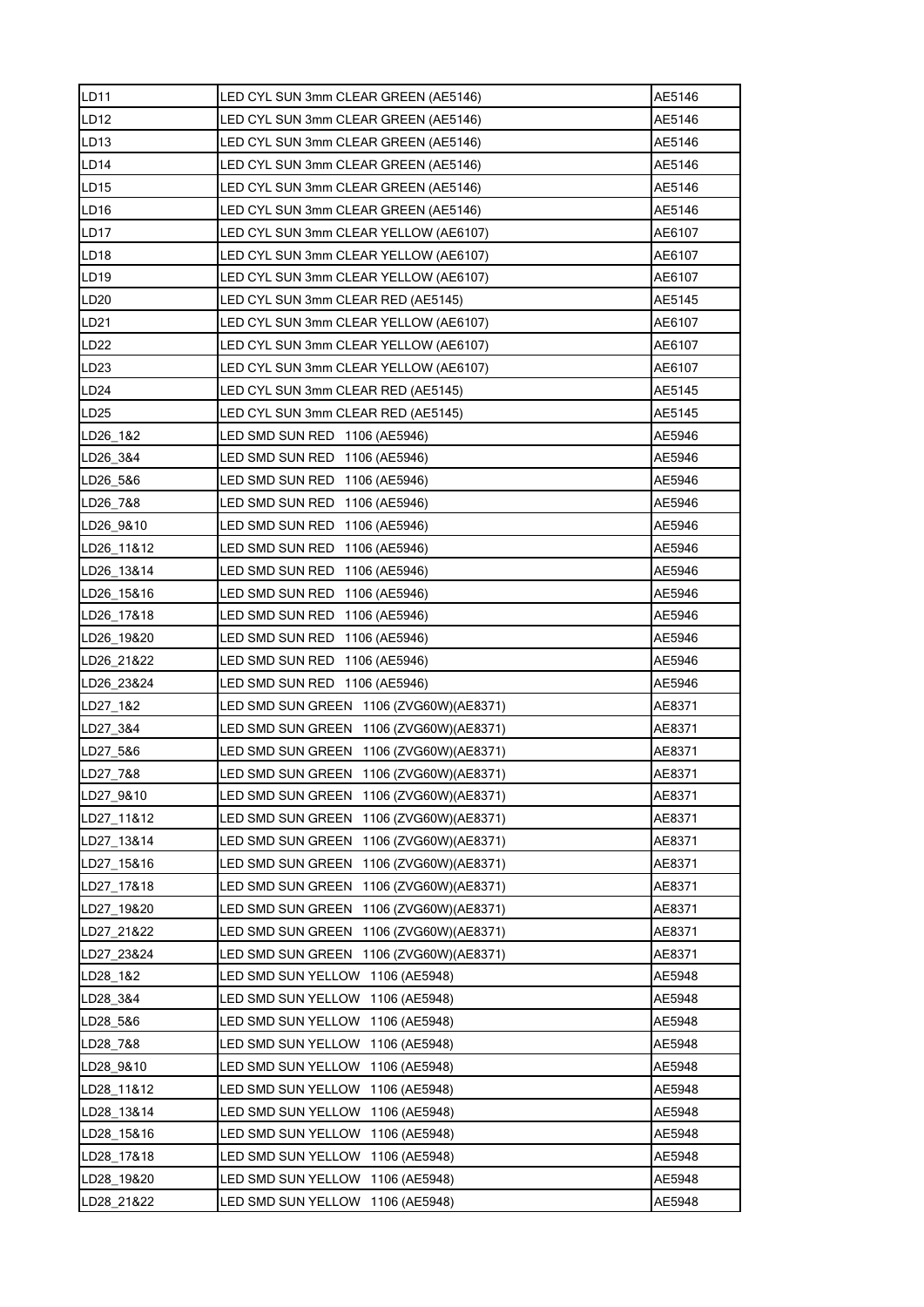| LD11 | LED CYL SUN 3mm CLEAR GREEN (AE5146) | AE5146 |
|---|---|---|
| LD12 | LED CYL SUN 3mm CLEAR GREEN (AE5146) | AE5146 |
| LD13 | LED CYL SUN 3mm CLEAR GREEN (AE5146) | AE5146 |
| LD14 | LED CYL SUN 3mm CLEAR GREEN (AE5146) | AE5146 |
| LD15 | LED CYL SUN 3mm CLEAR GREEN (AE5146) | AE5146 |
| LD16 | LED CYL SUN 3mm CLEAR GREEN (AE5146) | AE5146 |
| LD17 | LED CYL SUN 3mm CLEAR YELLOW (AE6107) | AE6107 |
| LD18 | LED CYL SUN 3mm CLEAR YELLOW (AE6107) | AE6107 |
| LD19 | LED CYL SUN 3mm CLEAR YELLOW (AE6107) | AE6107 |
| LD20 | LED CYL SUN 3mm CLEAR RED (AE5145) | AE5145 |
| LD21 | LED CYL SUN 3mm CLEAR YELLOW (AE6107) | AE6107 |
| LD22 | LED CYL SUN 3mm CLEAR YELLOW (AE6107) | AE6107 |
| LD23 | LED CYL SUN 3mm CLEAR YELLOW (AE6107) | AE6107 |
| LD24 | LED CYL SUN 3mm CLEAR RED (AE5145) | AE5145 |
| LD25 | LED CYL SUN 3mm CLEAR RED (AE5145) | AE5145 |
| LD26_1&2 | LED SMD SUN RED 1106 (AE5946) | AE5946 |
| LD26_3&4 | LED SMD SUN RED 1106 (AE5946) | AE5946 |
| LD26_5&6 | LED SMD SUN RED 1106 (AE5946) | AE5946 |
| LD26_7&8 | LED SMD SUN RED 1106 (AE5946) | AE5946 |
| LD26_9&10 | LED SMD SUN RED 1106 (AE5946) | AE5946 |
| LD26_11&12 | LED SMD SUN RED 1106 (AE5946) | AE5946 |
| LD26_13&14 | LED SMD SUN RED 1106 (AE5946) | AE5946 |
| LD26_15&16 | LED SMD SUN RED 1106 (AE5946) | AE5946 |
| LD26_17&18 | LED SMD SUN RED 1106 (AE5946) | AE5946 |
| LD26_19&20 | LED SMD SUN RED 1106 (AE5946) | AE5946 |
| LD26_21&22 | LED SMD SUN RED 1106 (AE5946) | AE5946 |
| LD26_23&24 | LED SMD SUN RED 1106 (AE5946) | AE5946 |
| LD27_1&2 | LED SMD SUN GREEN 1106 (ZVG60W)(AE8371) | AE8371 |
| LD27_3&4 | LED SMD SUN GREEN 1106 (ZVG60W)(AE8371) | AE8371 |
| LD27_5&6 | LED SMD SUN GREEN 1106 (ZVG60W)(AE8371) | AE8371 |
| LD27_7&8 | LED SMD SUN GREEN 1106 (ZVG60W)(AE8371) | AE8371 |
| LD27_9&10 | LED SMD SUN GREEN 1106 (ZVG60W)(AE8371) | AE8371 |
| LD27_11&12 | LED SMD SUN GREEN 1106 (ZVG60W)(AE8371) | AE8371 |
| LD27_13&14 | LED SMD SUN GREEN 1106 (ZVG60W)(AE8371) | AE8371 |
| LD27_15&16 | LED SMD SUN GREEN 1106 (ZVG60W)(AE8371) | AE8371 |
| LD27_17&18 | LED SMD SUN GREEN 1106 (ZVG60W)(AE8371) | AE8371 |
| LD27_19&20 | LED SMD SUN GREEN 1106 (ZVG60W)(AE8371) | AE8371 |
| LD27_21&22 | LED SMD SUN GREEN 1106 (ZVG60W)(AE8371) | AE8371 |
| LD27_23&24 | LED SMD SUN GREEN 1106 (ZVG60W)(AE8371) | AE8371 |
| LD28_1&2 | LED SMD SUN YELLOW 1106 (AE5948) | AE5948 |
| LD28_3&4 | LED SMD SUN YELLOW 1106 (AE5948) | AE5948 |
| LD28_5&6 | LED SMD SUN YELLOW 1106 (AE5948) | AE5948 |
| LD28_7&8 | LED SMD SUN YELLOW 1106 (AE5948) | AE5948 |
| LD28_9&10 | LED SMD SUN YELLOW 1106 (AE5948) | AE5948 |
| LD28_11&12 | LED SMD SUN YELLOW 1106 (AE5948) | AE5948 |
| LD28_13&14 | LED SMD SUN YELLOW 1106 (AE5948) | AE5948 |
| LD28_15&16 | LED SMD SUN YELLOW 1106 (AE5948) | AE5948 |
| LD28_17&18 | LED SMD SUN YELLOW 1106 (AE5948) | AE5948 |
| LD28_19&20 | LED SMD SUN YELLOW 1106 (AE5948) | AE5948 |
| LD28_21&22 | LED SMD SUN YELLOW 1106 (AE5948) | AE5948 |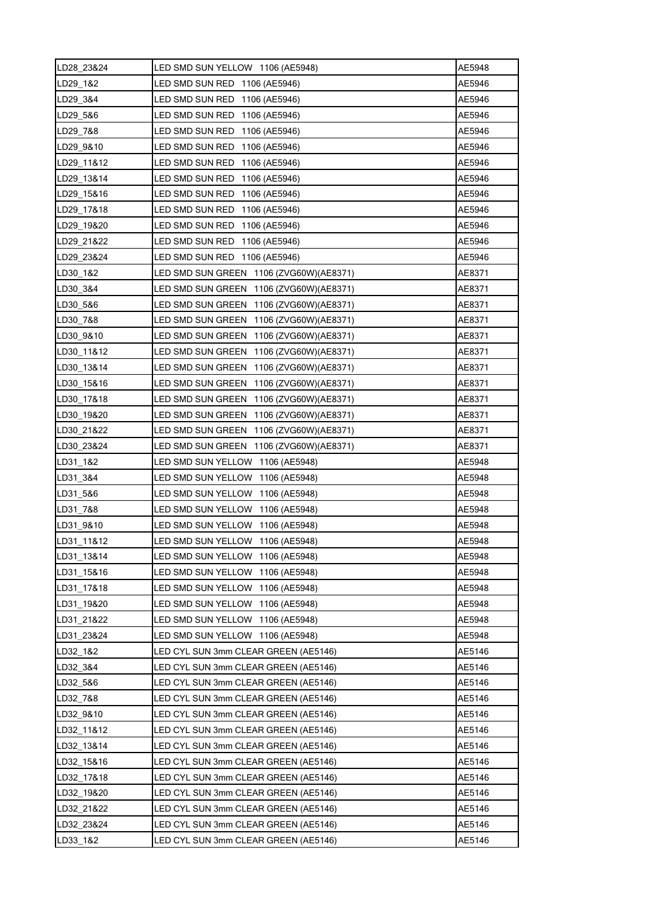| LD28_23&24 | LED SMD SUN YELLOW 1106 (AE5948) | AE5948 |
|---|---|---|
| LD29_1&2 | LED SMD SUN RED 1106 (AE5946) | AE5946 |
| LD29_3&4 | LED SMD SUN RED 1106 (AE5946) | AE5946 |
| LD29_5&6 | LED SMD SUN RED 1106 (AE5946) | AE5946 |
| LD29_7&8 | LED SMD SUN RED 1106 (AE5946) | AE5946 |
| LD29_9&10 | LED SMD SUN RED 1106 (AE5946) | AE5946 |
| LD29_11&12 | LED SMD SUN RED 1106 (AE5946) | AE5946 |
| LD29_13&14 | LED SMD SUN RED 1106 (AE5946) | AE5946 |
| LD29_15&16 | LED SMD SUN RED 1106 (AE5946) | AE5946 |
| LD29_17&18 | LED SMD SUN RED 1106 (AE5946) | AE5946 |
| LD29_19&20 | LED SMD SUN RED 1106 (AE5946) | AE5946 |
| LD29_21&22 | LED SMD SUN RED 1106 (AE5946) | AE5946 |
| LD29_23&24 | LED SMD SUN RED 1106 (AE5946) | AE5946 |
| LD30_1&2 | LED SMD SUN GREEN 1106 (ZVG60W)(AE8371) | AE8371 |
| LD30_3&4 | LED SMD SUN GREEN 1106 (ZVG60W)(AE8371) | AE8371 |
| LD30_5&6 | LED SMD SUN GREEN 1106 (ZVG60W)(AE8371) | AE8371 |
| LD30_7&8 | LED SMD SUN GREEN 1106 (ZVG60W)(AE8371) | AE8371 |
| LD30_9&10 | LED SMD SUN GREEN 1106 (ZVG60W)(AE8371) | AE8371 |
| LD30_11&12 | LED SMD SUN GREEN 1106 (ZVG60W)(AE8371) | AE8371 |
| LD30_13&14 | LED SMD SUN GREEN 1106 (ZVG60W)(AE8371) | AE8371 |
| LD30_15&16 | LED SMD SUN GREEN 1106 (ZVG60W)(AE8371) | AE8371 |
| LD30_17&18 | LED SMD SUN GREEN 1106 (ZVG60W)(AE8371) | AE8371 |
| LD30_19&20 | LED SMD SUN GREEN 1106 (ZVG60W)(AE8371) | AE8371 |
| LD30_21&22 | LED SMD SUN GREEN 1106 (ZVG60W)(AE8371) | AE8371 |
| LD30_23&24 | LED SMD SUN GREEN 1106 (ZVG60W)(AE8371) | AE8371 |
| LD31_1&2 | LED SMD SUN YELLOW 1106 (AE5948) | AE5948 |
| LD31_3&4 | LED SMD SUN YELLOW 1106 (AE5948) | AE5948 |
| LD31_5&6 | LED SMD SUN YELLOW 1106 (AE5948) | AE5948 |
| LD31_7&8 | LED SMD SUN YELLOW 1106 (AE5948) | AE5948 |
| LD31_9&10 | LED SMD SUN YELLOW 1106 (AE5948) | AE5948 |
| LD31_11&12 | LED SMD SUN YELLOW 1106 (AE5948) | AE5948 |
| LD31_13&14 | LED SMD SUN YELLOW 1106 (AE5948) | AE5948 |
| LD31_15&16 | LED SMD SUN YELLOW 1106 (AE5948) | AE5948 |
| LD31_17&18 | LED SMD SUN YELLOW 1106 (AE5948) | AE5948 |
| LD31_19&20 | LED SMD SUN YELLOW 1106 (AE5948) | AE5948 |
| LD31_21&22 | LED SMD SUN YELLOW 1106 (AE5948) | AE5948 |
| LD31_23&24 | LED SMD SUN YELLOW 1106 (AE5948) | AE5948 |
| LD32_1&2 | LED CYL SUN 3mm CLEAR GREEN (AE5146) | AE5146 |
| LD32_3&4 | LED CYL SUN 3mm CLEAR GREEN (AE5146) | AE5146 |
| LD32_5&6 | LED CYL SUN 3mm CLEAR GREEN (AE5146) | AE5146 |
| LD32_7&8 | LED CYL SUN 3mm CLEAR GREEN (AE5146) | AE5146 |
| LD32_9&10 | LED CYL SUN 3mm CLEAR GREEN (AE5146) | AE5146 |
| LD32_11&12 | LED CYL SUN 3mm CLEAR GREEN (AE5146) | AE5146 |
| LD32_13&14 | LED CYL SUN 3mm CLEAR GREEN (AE5146) | AE5146 |
| LD32_15&16 | LED CYL SUN 3mm CLEAR GREEN (AE5146) | AE5146 |
| LD32_17&18 | LED CYL SUN 3mm CLEAR GREEN (AE5146) | AE5146 |
| LD32_19&20 | LED CYL SUN 3mm CLEAR GREEN (AE5146) | AE5146 |
| LD32_21&22 | LED CYL SUN 3mm CLEAR GREEN (AE5146) | AE5146 |
| LD32_23&24 | LED CYL SUN 3mm CLEAR GREEN (AE5146) | AE5146 |
| LD33_1&2 | LED CYL SUN 3mm CLEAR GREEN (AE5146) | AE5146 |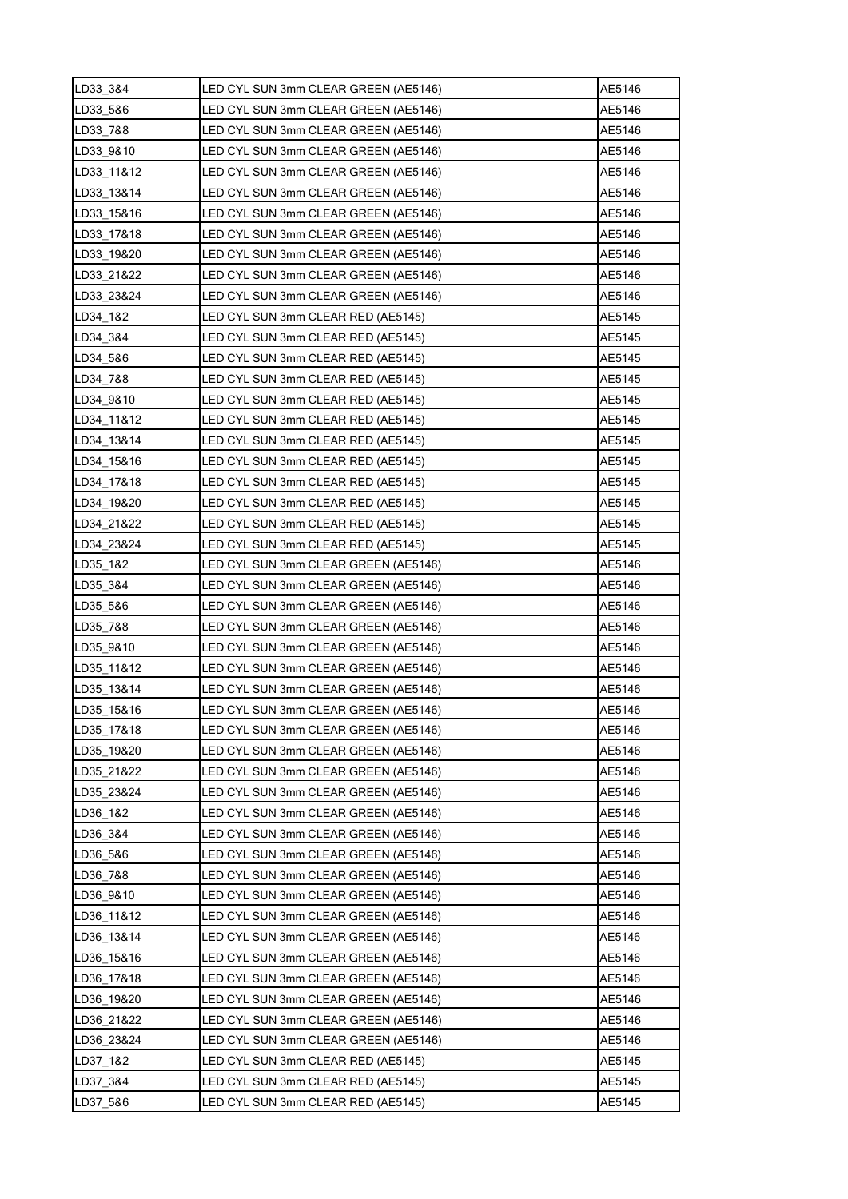| LD33_3&4 | LED CYL SUN 3mm CLEAR GREEN (AE5146) | AE5146 |
|---|---|---|
| LD33_5&6 | LED CYL SUN 3mm CLEAR GREEN (AE5146) | AE5146 |
| LD33_7&8 | LED CYL SUN 3mm CLEAR GREEN (AE5146) | AE5146 |
| LD33_9&10 | LED CYL SUN 3mm CLEAR GREEN (AE5146) | AE5146 |
| LD33_11&12 | LED CYL SUN 3mm CLEAR GREEN (AE5146) | AE5146 |
| LD33_13&14 | LED CYL SUN 3mm CLEAR GREEN (AE5146) | AE5146 |
| LD33_15&16 | LED CYL SUN 3mm CLEAR GREEN (AE5146) | AE5146 |
| LD33_17&18 | LED CYL SUN 3mm CLEAR GREEN (AE5146) | AE5146 |
| LD33_19&20 | LED CYL SUN 3mm CLEAR GREEN (AE5146) | AE5146 |
| LD33_21&22 | LED CYL SUN 3mm CLEAR GREEN (AE5146) | AE5146 |
| LD33_23&24 | LED CYL SUN 3mm CLEAR GREEN (AE5146) | AE5146 |
| LD34_1&2 | LED CYL SUN 3mm CLEAR RED (AE5145) | AE5145 |
| LD34_3&4 | LED CYL SUN 3mm CLEAR RED (AE5145) | AE5145 |
| LD34_5&6 | LED CYL SUN 3mm CLEAR RED (AE5145) | AE5145 |
| LD34_7&8 | LED CYL SUN 3mm CLEAR RED (AE5145) | AE5145 |
| LD34_9&10 | LED CYL SUN 3mm CLEAR RED (AE5145) | AE5145 |
| LD34_11&12 | LED CYL SUN 3mm CLEAR RED (AE5145) | AE5145 |
| LD34_13&14 | LED CYL SUN 3mm CLEAR RED (AE5145) | AE5145 |
| LD34_15&16 | LED CYL SUN 3mm CLEAR RED (AE5145) | AE5145 |
| LD34_17&18 | LED CYL SUN 3mm CLEAR RED (AE5145) | AE5145 |
| LD34_19&20 | LED CYL SUN 3mm CLEAR RED (AE5145) | AE5145 |
| LD34_21&22 | LED CYL SUN 3mm CLEAR RED (AE5145) | AE5145 |
| LD34_23&24 | LED CYL SUN 3mm CLEAR RED (AE5145) | AE5145 |
| LD35_1&2 | LED CYL SUN 3mm CLEAR GREEN (AE5146) | AE5146 |
| LD35_3&4 | LED CYL SUN 3mm CLEAR GREEN (AE5146) | AE5146 |
| LD35_5&6 | LED CYL SUN 3mm CLEAR GREEN (AE5146) | AE5146 |
| LD35_7&8 | LED CYL SUN 3mm CLEAR GREEN (AE5146) | AE5146 |
| LD35_9&10 | LED CYL SUN 3mm CLEAR GREEN (AE5146) | AE5146 |
| LD35_11&12 | LED CYL SUN 3mm CLEAR GREEN (AE5146) | AE5146 |
| LD35_13&14 | LED CYL SUN 3mm CLEAR GREEN (AE5146) | AE5146 |
| LD35_15&16 | LED CYL SUN 3mm CLEAR GREEN (AE5146) | AE5146 |
| LD35_17&18 | LED CYL SUN 3mm CLEAR GREEN (AE5146) | AE5146 |
| LD35_19&20 | LED CYL SUN 3mm CLEAR GREEN (AE5146) | AE5146 |
| LD35_21&22 | LED CYL SUN 3mm CLEAR GREEN (AE5146) | AE5146 |
| LD35_23&24 | LED CYL SUN 3mm CLEAR GREEN (AE5146) | AE5146 |
| LD36_1&2 | LED CYL SUN 3mm CLEAR GREEN (AE5146) | AE5146 |
| LD36_3&4 | LED CYL SUN 3mm CLEAR GREEN (AE5146) | AE5146 |
| LD36_5&6 | LED CYL SUN 3mm CLEAR GREEN (AE5146) | AE5146 |
| LD36_7&8 | LED CYL SUN 3mm CLEAR GREEN (AE5146) | AE5146 |
| LD36_9&10 | LED CYL SUN 3mm CLEAR GREEN (AE5146) | AE5146 |
| LD36_11&12 | LED CYL SUN 3mm CLEAR GREEN (AE5146) | AE5146 |
| LD36_13&14 | LED CYL SUN 3mm CLEAR GREEN (AE5146) | AE5146 |
| LD36_15&16 | LED CYL SUN 3mm CLEAR GREEN (AE5146) | AE5146 |
| LD36_17&18 | LED CYL SUN 3mm CLEAR GREEN (AE5146) | AE5146 |
| LD36_19&20 | LED CYL SUN 3mm CLEAR GREEN (AE5146) | AE5146 |
| LD36_21&22 | LED CYL SUN 3mm CLEAR GREEN (AE5146) | AE5146 |
| LD36_23&24 | LED CYL SUN 3mm CLEAR GREEN (AE5146) | AE5146 |
| LD37_1&2 | LED CYL SUN 3mm CLEAR RED (AE5145) | AE5145 |
| LD37_3&4 | LED CYL SUN 3mm CLEAR RED (AE5145) | AE5145 |
| LD37_5&6 | LED CYL SUN 3mm CLEAR RED (AE5145) | AE5145 |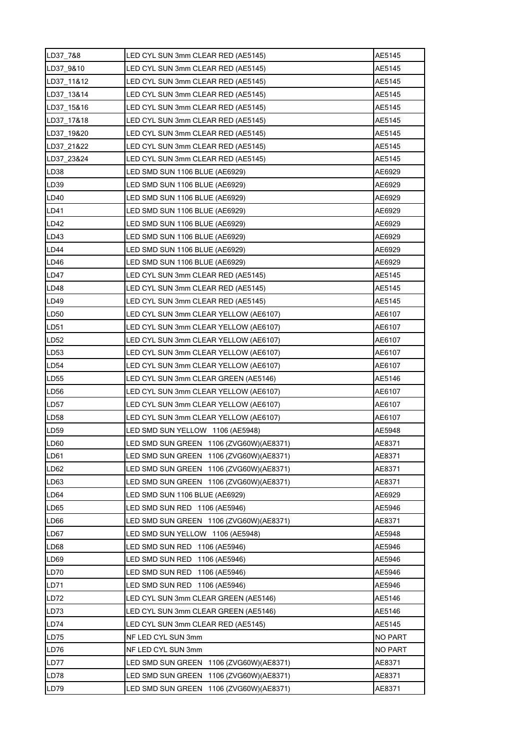| LD37_7&8 | LED CYL SUN 3mm CLEAR RED (AE5145) | AE5145 |
|---|---|---|
| LD37_9&10 | LED CYL SUN 3mm CLEAR RED (AE5145) | AE5145 |
| LD37_11&12 | LED CYL SUN 3mm CLEAR RED (AE5145) | AE5145 |
| LD37_13&14 | LED CYL SUN 3mm CLEAR RED (AE5145) | AE5145 |
| LD37_15&16 | LED CYL SUN 3mm CLEAR RED (AE5145) | AE5145 |
| LD37_17&18 | LED CYL SUN 3mm CLEAR RED (AE5145) | AE5145 |
| LD37_19&20 | LED CYL SUN 3mm CLEAR RED (AE5145) | AE5145 |
| LD37_21&22 | LED CYL SUN 3mm CLEAR RED (AE5145) | AE5145 |
| LD37_23&24 | LED CYL SUN 3mm CLEAR RED (AE5145) | AE5145 |
| LD38 | LED SMD SUN 1106 BLUE (AE6929) | AE6929 |
| LD39 | LED SMD SUN 1106 BLUE (AE6929) | AE6929 |
| LD40 | LED SMD SUN 1106 BLUE (AE6929) | AE6929 |
| LD41 | LED SMD SUN 1106 BLUE (AE6929) | AE6929 |
| LD42 | LED SMD SUN 1106 BLUE (AE6929) | AE6929 |
| LD43 | LED SMD SUN 1106 BLUE (AE6929) | AE6929 |
| LD44 | LED SMD SUN 1106 BLUE (AE6929) | AE6929 |
| LD46 | LED SMD SUN 1106 BLUE (AE6929) | AE6929 |
| LD47 | LED CYL SUN 3mm CLEAR RED (AE5145) | AE5145 |
| LD48 | LED CYL SUN 3mm CLEAR RED (AE5145) | AE5145 |
| LD49 | LED CYL SUN 3mm CLEAR RED (AE5145) | AE5145 |
| LD50 | LED CYL SUN 3mm CLEAR YELLOW (AE6107) | AE6107 |
| LD51 | LED CYL SUN 3mm CLEAR YELLOW (AE6107) | AE6107 |
| LD52 | LED CYL SUN 3mm CLEAR YELLOW (AE6107) | AE6107 |
| LD53 | LED CYL SUN 3mm CLEAR YELLOW (AE6107) | AE6107 |
| LD54 | LED CYL SUN 3mm CLEAR YELLOW (AE6107) | AE6107 |
| LD55 | LED CYL SUN 3mm CLEAR GREEN (AE5146) | AE5146 |
| LD56 | LED CYL SUN 3mm CLEAR YELLOW (AE6107) | AE6107 |
| LD57 | LED CYL SUN 3mm CLEAR YELLOW (AE6107) | AE6107 |
| LD58 | LED CYL SUN 3mm CLEAR YELLOW (AE6107) | AE6107 |
| LD59 | LED SMD SUN YELLOW 1106 (AE5948) | AE5948 |
| LD60 | LED SMD SUN GREEN 1106 (ZVG60W)(AE8371) | AE8371 |
| LD61 | LED SMD SUN GREEN 1106 (ZVG60W)(AE8371) | AE8371 |
| LD62 | LED SMD SUN GREEN 1106 (ZVG60W)(AE8371) | AE8371 |
| LD63 | LED SMD SUN GREEN 1106 (ZVG60W)(AE8371) | AE8371 |
| LD64 | LED SMD SUN 1106 BLUE (AE6929) | AE6929 |
| LD65 | LED SMD SUN RED 1106 (AE5946) | AE5946 |
| LD66 | LED SMD SUN GREEN 1106 (ZVG60W)(AE8371) | AE8371 |
| LD67 | LED SMD SUN YELLOW 1106 (AE5948) | AE5948 |
| LD68 | LED SMD SUN RED 1106 (AE5946) | AE5946 |
| LD69 | LED SMD SUN RED 1106 (AE5946) | AE5946 |
| LD70 | LED SMD SUN RED 1106 (AE5946) | AE5946 |
| LD71 | LED SMD SUN RED 1106 (AE5946) | AE5946 |
| LD72 | LED CYL SUN 3mm CLEAR GREEN (AE5146) | AE5146 |
| LD73 | LED CYL SUN 3mm CLEAR GREEN (AE5146) | AE5146 |
| LD74 | LED CYL SUN 3mm CLEAR RED (AE5145) | AE5145 |
| LD75 | NF LED CYL SUN 3mm | NO PART |
| LD76 | NF LED CYL SUN 3mm | NO PART |
| LD77 | LED SMD SUN GREEN 1106 (ZVG60W)(AE8371) | AE8371 |
| LD78 | LED SMD SUN GREEN 1106 (ZVG60W)(AE8371) | AE8371 |
| LD79 | LED SMD SUN GREEN 1106 (ZVG60W)(AE8371) | AE8371 |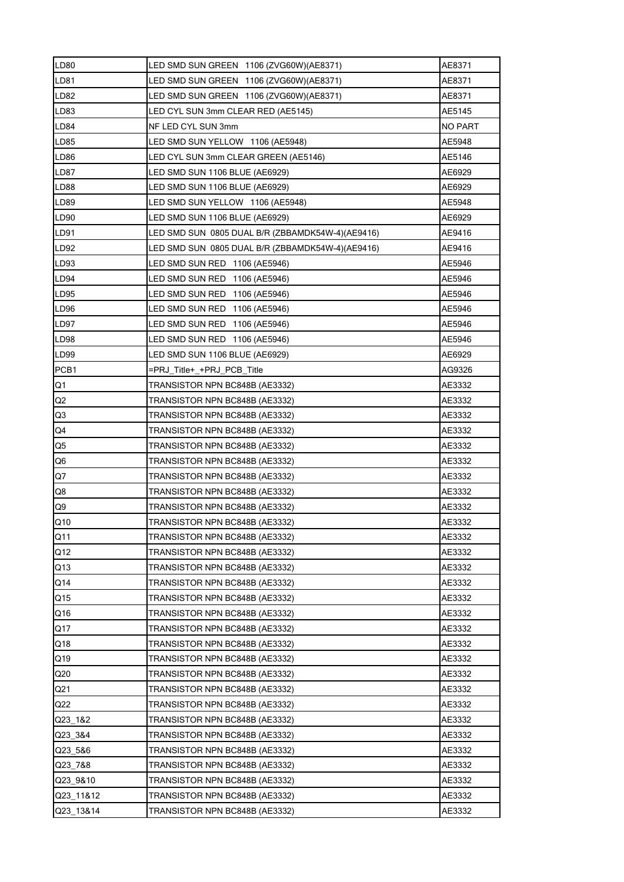| | | |
|---|---|---|
| LD80 | LED SMD SUN GREEN 1106 (ZVG60W)(AE8371) | AE8371 |
| LD81 | LED SMD SUN GREEN 1106 (ZVG60W)(AE8371) | AE8371 |
| LD82 | LED SMD SUN GREEN 1106 (ZVG60W)(AE8371) | AE8371 |
| LD83 | LED CYL SUN 3mm CLEAR RED (AE5145) | AE5145 |
| LD84 | NF LED CYL SUN 3mm | NO PART |
| LD85 | LED SMD SUN YELLOW 1106 (AE5948) | AE5948 |
| LD86 | LED CYL SUN 3mm CLEAR GREEN (AE5146) | AE5146 |
| LD87 | LED SMD SUN 1106 BLUE (AE6929) | AE6929 |
| LD88 | LED SMD SUN 1106 BLUE (AE6929) | AE6929 |
| LD89 | LED SMD SUN YELLOW 1106 (AE5948) | AE5948 |
| LD90 | LED SMD SUN 1106 BLUE (AE6929) | AE6929 |
| LD91 | LED SMD SUN 0805 DUAL B/R (ZBBAMDK54W-4)(AE9416) | AE9416 |
| LD92 | LED SMD SUN 0805 DUAL B/R (ZBBAMDK54W-4)(AE9416) | AE9416 |
| LD93 | LED SMD SUN RED 1106 (AE5946) | AE5946 |
| LD94 | LED SMD SUN RED 1106 (AE5946) | AE5946 |
| LD95 | LED SMD SUN RED 1106 (AE5946) | AE5946 |
| LD96 | LED SMD SUN RED 1106 (AE5946) | AE5946 |
| LD97 | LED SMD SUN RED 1106 (AE5946) | AE5946 |
| LD98 | LED SMD SUN RED 1106 (AE5946) | AE5946 |
| LD99 | LED SMD SUN 1106 BLUE (AE6929) | AE6929 |
| PCB1 | =PRJ_Title+_+PRJ_PCB_Title | AG9326 |
| Q1 | TRANSISTOR NPN BC848B (AE3332) | AE3332 |
| Q2 | TRANSISTOR NPN BC848B (AE3332) | AE3332 |
| Q3 | TRANSISTOR NPN BC848B (AE3332) | AE3332 |
| Q4 | TRANSISTOR NPN BC848B (AE3332) | AE3332 |
| Q5 | TRANSISTOR NPN BC848B (AE3332) | AE3332 |
| Q6 | TRANSISTOR NPN BC848B (AE3332) | AE3332 |
| Q7 | TRANSISTOR NPN BC848B (AE3332) | AE3332 |
| Q8 | TRANSISTOR NPN BC848B (AE3332) | AE3332 |
| Q9 | TRANSISTOR NPN BC848B (AE3332) | AE3332 |
| Q10 | TRANSISTOR NPN BC848B (AE3332) | AE3332 |
| Q11 | TRANSISTOR NPN BC848B (AE3332) | AE3332 |
| Q12 | TRANSISTOR NPN BC848B (AE3332) | AE3332 |
| Q13 | TRANSISTOR NPN BC848B (AE3332) | AE3332 |
| Q14 | TRANSISTOR NPN BC848B (AE3332) | AE3332 |
| Q15 | TRANSISTOR NPN BC848B (AE3332) | AE3332 |
| Q16 | TRANSISTOR NPN BC848B (AE3332) | AE3332 |
| Q17 | TRANSISTOR NPN BC848B (AE3332) | AE3332 |
| Q18 | TRANSISTOR NPN BC848B (AE3332) | AE3332 |
| Q19 | TRANSISTOR NPN BC848B (AE3332) | AE3332 |
| Q20 | TRANSISTOR NPN BC848B (AE3332) | AE3332 |
| Q21 | TRANSISTOR NPN BC848B (AE3332) | AE3332 |
| Q22 | TRANSISTOR NPN BC848B (AE3332) | AE3332 |
| Q23_1&2 | TRANSISTOR NPN BC848B (AE3332) | AE3332 |
| Q23_3&4 | TRANSISTOR NPN BC848B (AE3332) | AE3332 |
| Q23_5&6 | TRANSISTOR NPN BC848B (AE3332) | AE3332 |
| Q23_7&8 | TRANSISTOR NPN BC848B (AE3332) | AE3332 |
| Q23_9&10 | TRANSISTOR NPN BC848B (AE3332) | AE3332 |
| Q23_11&12 | TRANSISTOR NPN BC848B (AE3332) | AE3332 |
| Q23_13&14 | TRANSISTOR NPN BC848B (AE3332) | AE3332 |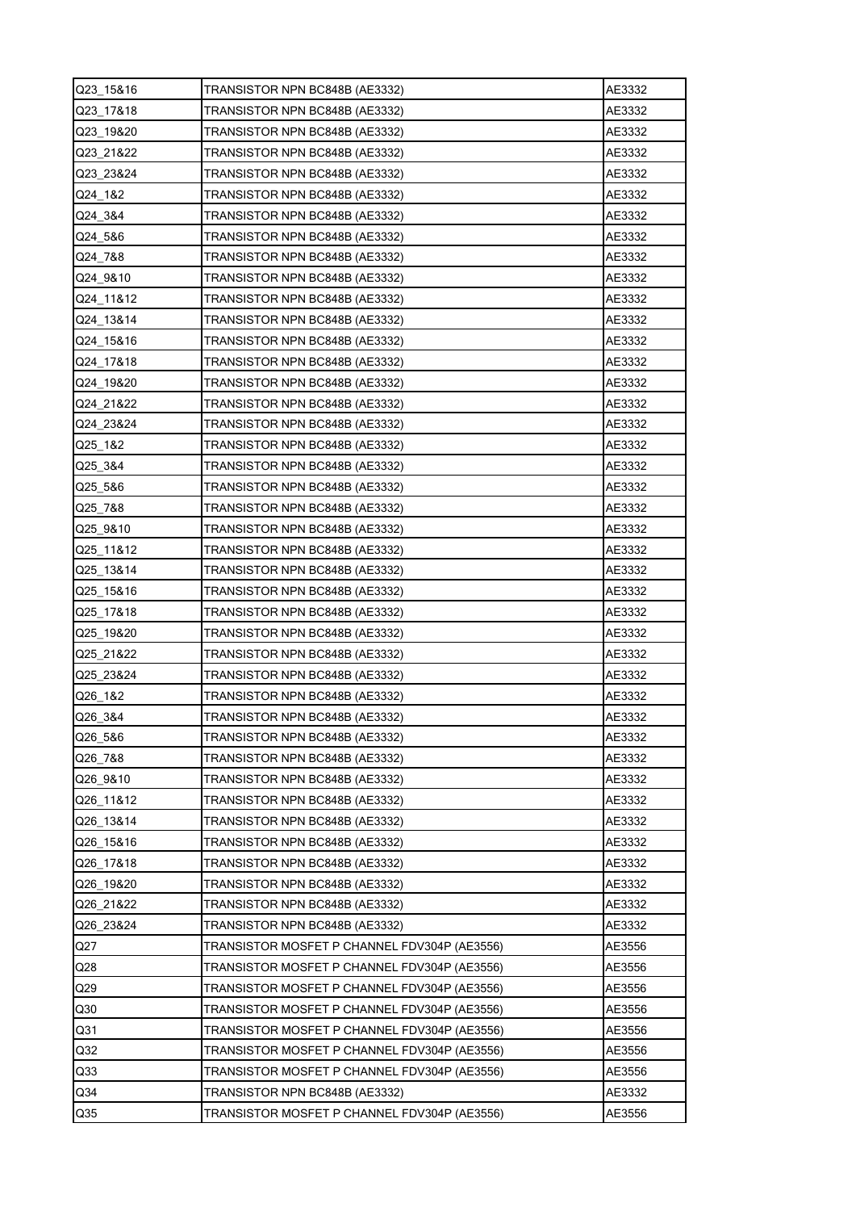| Q23_15&16 | TRANSISTOR NPN BC848B (AE3332) | AE3332 |
|---|---|---|
| Q23_17&18 | TRANSISTOR NPN BC848B (AE3332) | AE3332 |
| Q23_19&20 | TRANSISTOR NPN BC848B (AE3332) | AE3332 |
| Q23_21&22 | TRANSISTOR NPN BC848B (AE3332) | AE3332 |
| Q23_23&24 | TRANSISTOR NPN BC848B (AE3332) | AE3332 |
| Q24_1&2 | TRANSISTOR NPN BC848B (AE3332) | AE3332 |
| Q24_3&4 | TRANSISTOR NPN BC848B (AE3332) | AE3332 |
| Q24_5&6 | TRANSISTOR NPN BC848B (AE3332) | AE3332 |
| Q24_7&8 | TRANSISTOR NPN BC848B (AE3332) | AE3332 |
| Q24_9&10 | TRANSISTOR NPN BC848B (AE3332) | AE3332 |
| Q24_11&12 | TRANSISTOR NPN BC848B (AE3332) | AE3332 |
| Q24_13&14 | TRANSISTOR NPN BC848B (AE3332) | AE3332 |
| Q24_15&16 | TRANSISTOR NPN BC848B (AE3332) | AE3332 |
| Q24_17&18 | TRANSISTOR NPN BC848B (AE3332) | AE3332 |
| Q24_19&20 | TRANSISTOR NPN BC848B (AE3332) | AE3332 |
| Q24_21&22 | TRANSISTOR NPN BC848B (AE3332) | AE3332 |
| Q24_23&24 | TRANSISTOR NPN BC848B (AE3332) | AE3332 |
| Q25_1&2 | TRANSISTOR NPN BC848B (AE3332) | AE3332 |
| Q25_3&4 | TRANSISTOR NPN BC848B (AE3332) | AE3332 |
| Q25_5&6 | TRANSISTOR NPN BC848B (AE3332) | AE3332 |
| Q25_7&8 | TRANSISTOR NPN BC848B (AE3332) | AE3332 |
| Q25_9&10 | TRANSISTOR NPN BC848B (AE3332) | AE3332 |
| Q25_11&12 | TRANSISTOR NPN BC848B (AE3332) | AE3332 |
| Q25_13&14 | TRANSISTOR NPN BC848B (AE3332) | AE3332 |
| Q25_15&16 | TRANSISTOR NPN BC848B (AE3332) | AE3332 |
| Q25_17&18 | TRANSISTOR NPN BC848B (AE3332) | AE3332 |
| Q25_19&20 | TRANSISTOR NPN BC848B (AE3332) | AE3332 |
| Q25_21&22 | TRANSISTOR NPN BC848B (AE3332) | AE3332 |
| Q25_23&24 | TRANSISTOR NPN BC848B (AE3332) | AE3332 |
| Q26_1&2 | TRANSISTOR NPN BC848B (AE3332) | AE3332 |
| Q26_3&4 | TRANSISTOR NPN BC848B (AE3332) | AE3332 |
| Q26_5&6 | TRANSISTOR NPN BC848B (AE3332) | AE3332 |
| Q26_7&8 | TRANSISTOR NPN BC848B (AE3332) | AE3332 |
| Q26_9&10 | TRANSISTOR NPN BC848B (AE3332) | AE3332 |
| Q26_11&12 | TRANSISTOR NPN BC848B (AE3332) | AE3332 |
| Q26_13&14 | TRANSISTOR NPN BC848B (AE3332) | AE3332 |
| Q26_15&16 | TRANSISTOR NPN BC848B (AE3332) | AE3332 |
| Q26_17&18 | TRANSISTOR NPN BC848B (AE3332) | AE3332 |
| Q26_19&20 | TRANSISTOR NPN BC848B (AE3332) | AE3332 |
| Q26_21&22 | TRANSISTOR NPN BC848B (AE3332) | AE3332 |
| Q26_23&24 | TRANSISTOR NPN BC848B (AE3332) | AE3332 |
| Q27 | TRANSISTOR MOSFET P CHANNEL FDV304P (AE3556) | AE3556 |
| Q28 | TRANSISTOR MOSFET P CHANNEL FDV304P (AE3556) | AE3556 |
| Q29 | TRANSISTOR MOSFET P CHANNEL FDV304P (AE3556) | AE3556 |
| Q30 | TRANSISTOR MOSFET P CHANNEL FDV304P (AE3556) | AE3556 |
| Q31 | TRANSISTOR MOSFET P CHANNEL FDV304P (AE3556) | AE3556 |
| Q32 | TRANSISTOR MOSFET P CHANNEL FDV304P (AE3556) | AE3556 |
| Q33 | TRANSISTOR MOSFET P CHANNEL FDV304P (AE3556) | AE3556 |
| Q34 | TRANSISTOR NPN BC848B (AE3332) | AE3332 |
| Q35 | TRANSISTOR MOSFET P CHANNEL FDV304P (AE3556) | AE3556 |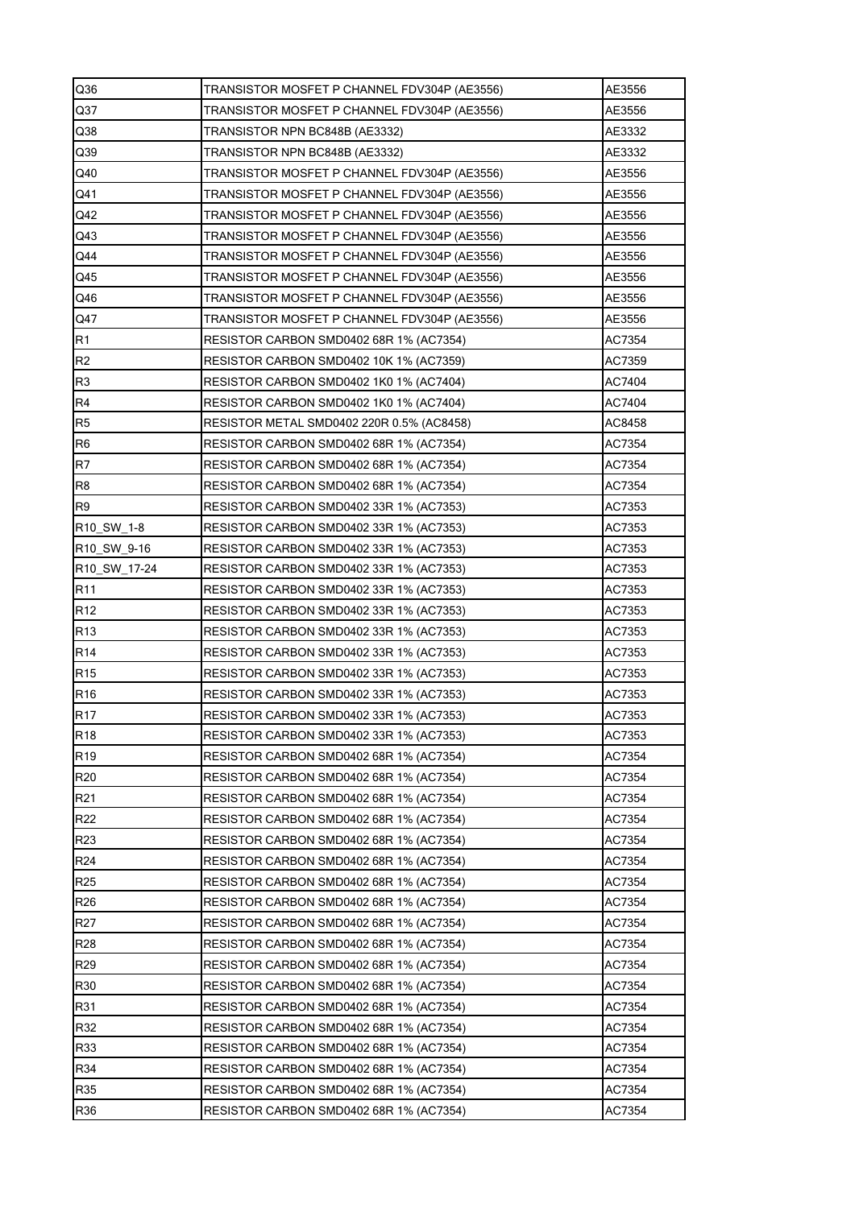| Q36 | TRANSISTOR MOSFET P CHANNEL FDV304P (AE3556) | AE3556 |
|---|---|---|
| Q37 | TRANSISTOR MOSFET P CHANNEL FDV304P (AE3556) | AE3556 |
| Q38 | TRANSISTOR NPN BC848B (AE3332) | AE3332 |
| Q39 | TRANSISTOR NPN BC848B (AE3332) | AE3332 |
| Q40 | TRANSISTOR MOSFET P CHANNEL FDV304P (AE3556) | AE3556 |
| Q41 | TRANSISTOR MOSFET P CHANNEL FDV304P (AE3556) | AE3556 |
| Q42 | TRANSISTOR MOSFET P CHANNEL FDV304P (AE3556) | AE3556 |
| Q43 | TRANSISTOR MOSFET P CHANNEL FDV304P (AE3556) | AE3556 |
| Q44 | TRANSISTOR MOSFET P CHANNEL FDV304P (AE3556) | AE3556 |
| Q45 | TRANSISTOR MOSFET P CHANNEL FDV304P (AE3556) | AE3556 |
| Q46 | TRANSISTOR MOSFET P CHANNEL FDV304P (AE3556) | AE3556 |
| Q47 | TRANSISTOR MOSFET P CHANNEL FDV304P (AE3556) | AE3556 |
| R1 | RESISTOR CARBON SMD0402 68R 1% (AC7354) | AC7354 |
| R2 | RESISTOR CARBON SMD0402 10K 1% (AC7359) | AC7359 |
| R3 | RESISTOR CARBON SMD0402 1K0 1% (AC7404) | AC7404 |
| R4 | RESISTOR CARBON SMD0402 1K0 1% (AC7404) | AC7404 |
| R5 | RESISTOR METAL SMD0402 220R 0.5% (AC8458) | AC8458 |
| R6 | RESISTOR CARBON SMD0402 68R 1% (AC7354) | AC7354 |
| R7 | RESISTOR CARBON SMD0402 68R 1% (AC7354) | AC7354 |
| R8 | RESISTOR CARBON SMD0402 68R 1% (AC7354) | AC7354 |
| R9 | RESISTOR CARBON SMD0402 33R 1% (AC7353) | AC7353 |
| R10_SW_1-8 | RESISTOR CARBON SMD0402 33R 1% (AC7353) | AC7353 |
| R10_SW_9-16 | RESISTOR CARBON SMD0402 33R 1% (AC7353) | AC7353 |
| R10_SW_17-24 | RESISTOR CARBON SMD0402 33R 1% (AC7353) | AC7353 |
| R11 | RESISTOR CARBON SMD0402 33R 1% (AC7353) | AC7353 |
| R12 | RESISTOR CARBON SMD0402 33R 1% (AC7353) | AC7353 |
| R13 | RESISTOR CARBON SMD0402 33R 1% (AC7353) | AC7353 |
| R14 | RESISTOR CARBON SMD0402 33R 1% (AC7353) | AC7353 |
| R15 | RESISTOR CARBON SMD0402 33R 1% (AC7353) | AC7353 |
| R16 | RESISTOR CARBON SMD0402 33R 1% (AC7353) | AC7353 |
| R17 | RESISTOR CARBON SMD0402 33R 1% (AC7353) | AC7353 |
| R18 | RESISTOR CARBON SMD0402 33R 1% (AC7353) | AC7353 |
| R19 | RESISTOR CARBON SMD0402 68R 1% (AC7354) | AC7354 |
| R20 | RESISTOR CARBON SMD0402 68R 1% (AC7354) | AC7354 |
| R21 | RESISTOR CARBON SMD0402 68R 1% (AC7354) | AC7354 |
| R22 | RESISTOR CARBON SMD0402 68R 1% (AC7354) | AC7354 |
| R23 | RESISTOR CARBON SMD0402 68R 1% (AC7354) | AC7354 |
| R24 | RESISTOR CARBON SMD0402 68R 1% (AC7354) | AC7354 |
| R25 | RESISTOR CARBON SMD0402 68R 1% (AC7354) | AC7354 |
| R26 | RESISTOR CARBON SMD0402 68R 1% (AC7354) | AC7354 |
| R27 | RESISTOR CARBON SMD0402 68R 1% (AC7354) | AC7354 |
| R28 | RESISTOR CARBON SMD0402 68R 1% (AC7354) | AC7354 |
| R29 | RESISTOR CARBON SMD0402 68R 1% (AC7354) | AC7354 |
| R30 | RESISTOR CARBON SMD0402 68R 1% (AC7354) | AC7354 |
| R31 | RESISTOR CARBON SMD0402 68R 1% (AC7354) | AC7354 |
| R32 | RESISTOR CARBON SMD0402 68R 1% (AC7354) | AC7354 |
| R33 | RESISTOR CARBON SMD0402 68R 1% (AC7354) | AC7354 |
| R34 | RESISTOR CARBON SMD0402 68R 1% (AC7354) | AC7354 |
| R35 | RESISTOR CARBON SMD0402 68R 1% (AC7354) | AC7354 |
| R36 | RESISTOR CARBON SMD0402 68R 1% (AC7354) | AC7354 |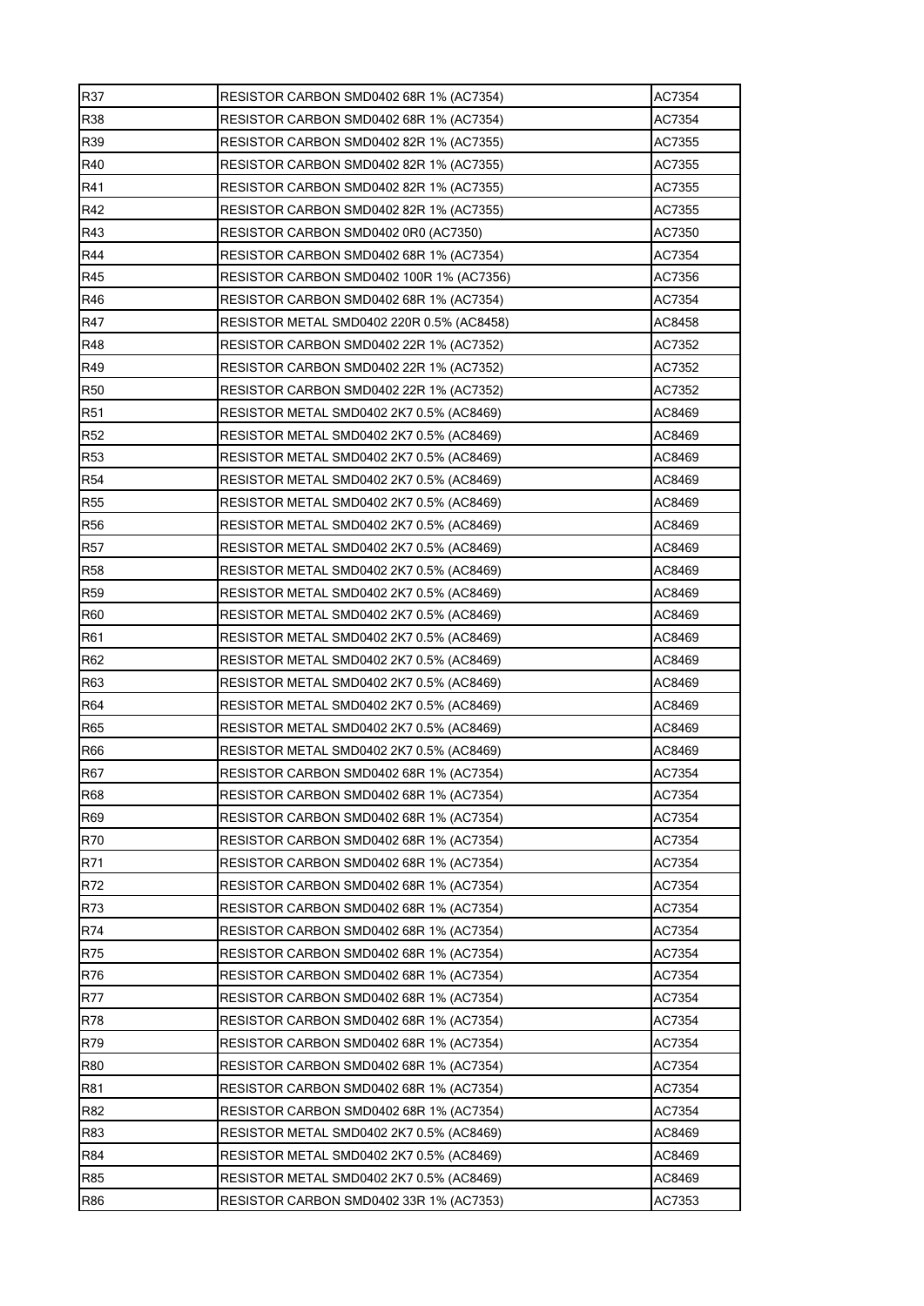| R37 | RESISTOR CARBON SMD0402 68R 1% (AC7354) | AC7354 |
|---|---|---|
| R38 | RESISTOR CARBON SMD0402 68R 1% (AC7354) | AC7354 |
| R39 | RESISTOR CARBON SMD0402 82R 1% (AC7355) | AC7355 |
| R40 | RESISTOR CARBON SMD0402 82R 1% (AC7355) | AC7355 |
| R41 | RESISTOR CARBON SMD0402 82R 1% (AC7355) | AC7355 |
| R42 | RESISTOR CARBON SMD0402 82R 1% (AC7355) | AC7355 |
| R43 | RESISTOR CARBON SMD0402 0R0 (AC7350) | AC7350 |
| R44 | RESISTOR CARBON SMD0402 68R 1% (AC7354) | AC7354 |
| R45 | RESISTOR CARBON SMD0402 100R 1% (AC7356) | AC7356 |
| R46 | RESISTOR CARBON SMD0402 68R 1% (AC7354) | AC7354 |
| R47 | RESISTOR METAL SMD0402 220R 0.5% (AC8458) | AC8458 |
| R48 | RESISTOR CARBON SMD0402 22R 1% (AC7352) | AC7352 |
| R49 | RESISTOR CARBON SMD0402 22R 1% (AC7352) | AC7352 |
| R50 | RESISTOR CARBON SMD0402 22R 1% (AC7352) | AC7352 |
| R51 | RESISTOR METAL SMD0402 2K7 0.5% (AC8469) | AC8469 |
| R52 | RESISTOR METAL SMD0402 2K7 0.5% (AC8469) | AC8469 |
| R53 | RESISTOR METAL SMD0402 2K7 0.5% (AC8469) | AC8469 |
| R54 | RESISTOR METAL SMD0402 2K7 0.5% (AC8469) | AC8469 |
| R55 | RESISTOR METAL SMD0402 2K7 0.5% (AC8469) | AC8469 |
| R56 | RESISTOR METAL SMD0402 2K7 0.5% (AC8469) | AC8469 |
| R57 | RESISTOR METAL SMD0402 2K7 0.5% (AC8469) | AC8469 |
| R58 | RESISTOR METAL SMD0402 2K7 0.5% (AC8469) | AC8469 |
| R59 | RESISTOR METAL SMD0402 2K7 0.5% (AC8469) | AC8469 |
| R60 | RESISTOR METAL SMD0402 2K7 0.5% (AC8469) | AC8469 |
| R61 | RESISTOR METAL SMD0402 2K7 0.5% (AC8469) | AC8469 |
| R62 | RESISTOR METAL SMD0402 2K7 0.5% (AC8469) | AC8469 |
| R63 | RESISTOR METAL SMD0402 2K7 0.5% (AC8469) | AC8469 |
| R64 | RESISTOR METAL SMD0402 2K7 0.5% (AC8469) | AC8469 |
| R65 | RESISTOR METAL SMD0402 2K7 0.5% (AC8469) | AC8469 |
| R66 | RESISTOR METAL SMD0402 2K7 0.5% (AC8469) | AC8469 |
| R67 | RESISTOR CARBON SMD0402 68R 1% (AC7354) | AC7354 |
| R68 | RESISTOR CARBON SMD0402 68R 1% (AC7354) | AC7354 |
| R69 | RESISTOR CARBON SMD0402 68R 1% (AC7354) | AC7354 |
| R70 | RESISTOR CARBON SMD0402 68R 1% (AC7354) | AC7354 |
| R71 | RESISTOR CARBON SMD0402 68R 1% (AC7354) | AC7354 |
| R72 | RESISTOR CARBON SMD0402 68R 1% (AC7354) | AC7354 |
| R73 | RESISTOR CARBON SMD0402 68R 1% (AC7354) | AC7354 |
| R74 | RESISTOR CARBON SMD0402 68R 1% (AC7354) | AC7354 |
| R75 | RESISTOR CARBON SMD0402 68R 1% (AC7354) | AC7354 |
| R76 | RESISTOR CARBON SMD0402 68R 1% (AC7354) | AC7354 |
| R77 | RESISTOR CARBON SMD0402 68R 1% (AC7354) | AC7354 |
| R78 | RESISTOR CARBON SMD0402 68R 1% (AC7354) | AC7354 |
| R79 | RESISTOR CARBON SMD0402 68R 1% (AC7354) | AC7354 |
| R80 | RESISTOR CARBON SMD0402 68R 1% (AC7354) | AC7354 |
| R81 | RESISTOR CARBON SMD0402 68R 1% (AC7354) | AC7354 |
| R82 | RESISTOR CARBON SMD0402 68R 1% (AC7354) | AC7354 |
| R83 | RESISTOR METAL SMD0402 2K7 0.5% (AC8469) | AC8469 |
| R84 | RESISTOR METAL SMD0402 2K7 0.5% (AC8469) | AC8469 |
| R85 | RESISTOR METAL SMD0402 2K7 0.5% (AC8469) | AC8469 |
| R86 | RESISTOR CARBON SMD0402 33R 1% (AC7353) | AC7353 |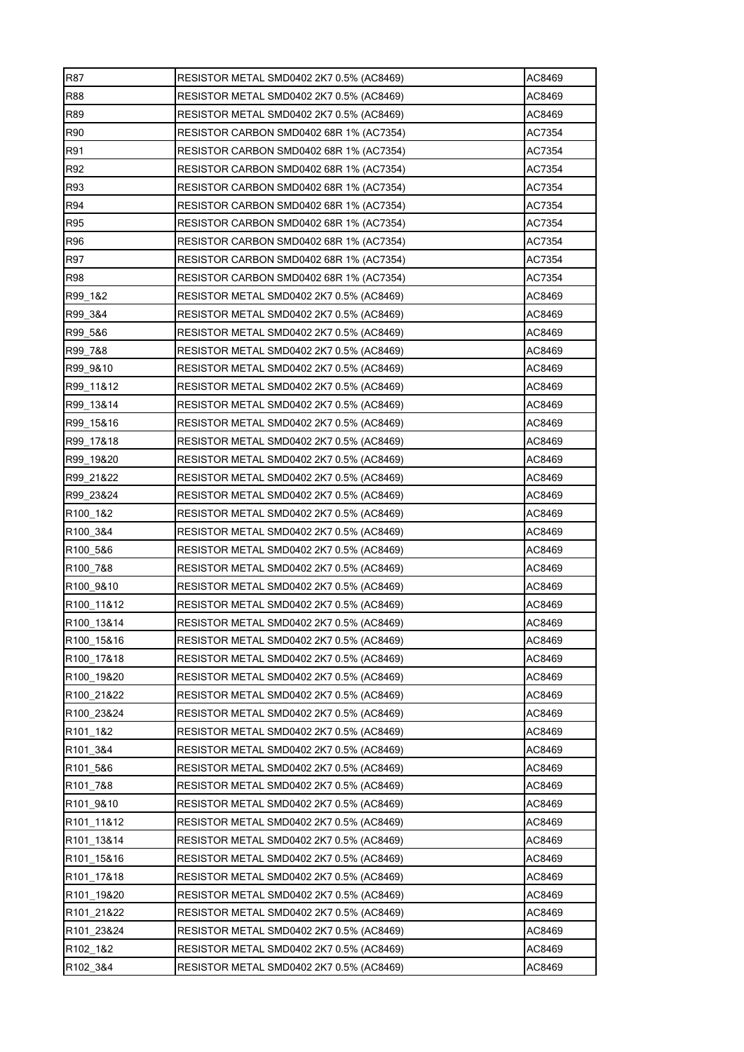| R87 | RESISTOR METAL SMD0402 2K7 0.5% (AC8469) | AC8469 |
|---|---|---|
| R88 | RESISTOR METAL SMD0402 2K7 0.5% (AC8469) | AC8469 |
| R89 | RESISTOR METAL SMD0402 2K7 0.5% (AC8469) | AC8469 |
| R90 | RESISTOR CARBON SMD0402 68R 1% (AC7354) | AC7354 |
| R91 | RESISTOR CARBON SMD0402 68R 1% (AC7354) | AC7354 |
| R92 | RESISTOR CARBON SMD0402 68R 1% (AC7354) | AC7354 |
| R93 | RESISTOR CARBON SMD0402 68R 1% (AC7354) | AC7354 |
| R94 | RESISTOR CARBON SMD0402 68R 1% (AC7354) | AC7354 |
| R95 | RESISTOR CARBON SMD0402 68R 1% (AC7354) | AC7354 |
| R96 | RESISTOR CARBON SMD0402 68R 1% (AC7354) | AC7354 |
| R97 | RESISTOR CARBON SMD0402 68R 1% (AC7354) | AC7354 |
| R98 | RESISTOR CARBON SMD0402 68R 1% (AC7354) | AC7354 |
| R99_1&2 | RESISTOR METAL SMD0402 2K7 0.5% (AC8469) | AC8469 |
| R99_3&4 | RESISTOR METAL SMD0402 2K7 0.5% (AC8469) | AC8469 |
| R99_5&6 | RESISTOR METAL SMD0402 2K7 0.5% (AC8469) | AC8469 |
| R99_7&8 | RESISTOR METAL SMD0402 2K7 0.5% (AC8469) | AC8469 |
| R99_9&10 | RESISTOR METAL SMD0402 2K7 0.5% (AC8469) | AC8469 |
| R99_11&12 | RESISTOR METAL SMD0402 2K7 0.5% (AC8469) | AC8469 |
| R99_13&14 | RESISTOR METAL SMD0402 2K7 0.5% (AC8469) | AC8469 |
| R99_15&16 | RESISTOR METAL SMD0402 2K7 0.5% (AC8469) | AC8469 |
| R99_17&18 | RESISTOR METAL SMD0402 2K7 0.5% (AC8469) | AC8469 |
| R99_19&20 | RESISTOR METAL SMD0402 2K7 0.5% (AC8469) | AC8469 |
| R99_21&22 | RESISTOR METAL SMD0402 2K7 0.5% (AC8469) | AC8469 |
| R99_23&24 | RESISTOR METAL SMD0402 2K7 0.5% (AC8469) | AC8469 |
| R100_1&2 | RESISTOR METAL SMD0402 2K7 0.5% (AC8469) | AC8469 |
| R100_3&4 | RESISTOR METAL SMD0402 2K7 0.5% (AC8469) | AC8469 |
| R100_5&6 | RESISTOR METAL SMD0402 2K7 0.5% (AC8469) | AC8469 |
| R100_7&8 | RESISTOR METAL SMD0402 2K7 0.5% (AC8469) | AC8469 |
| R100_9&10 | RESISTOR METAL SMD0402 2K7 0.5% (AC8469) | AC8469 |
| R100_11&12 | RESISTOR METAL SMD0402 2K7 0.5% (AC8469) | AC8469 |
| R100_13&14 | RESISTOR METAL SMD0402 2K7 0.5% (AC8469) | AC8469 |
| R100_15&16 | RESISTOR METAL SMD0402 2K7 0.5% (AC8469) | AC8469 |
| R100_17&18 | RESISTOR METAL SMD0402 2K7 0.5% (AC8469) | AC8469 |
| R100_19&20 | RESISTOR METAL SMD0402 2K7 0.5% (AC8469) | AC8469 |
| R100_21&22 | RESISTOR METAL SMD0402 2K7 0.5% (AC8469) | AC8469 |
| R100_23&24 | RESISTOR METAL SMD0402 2K7 0.5% (AC8469) | AC8469 |
| R101_1&2 | RESISTOR METAL SMD0402 2K7 0.5% (AC8469) | AC8469 |
| R101_3&4 | RESISTOR METAL SMD0402 2K7 0.5% (AC8469) | AC8469 |
| R101_5&6 | RESISTOR METAL SMD0402 2K7 0.5% (AC8469) | AC8469 |
| R101_7&8 | RESISTOR METAL SMD0402 2K7 0.5% (AC8469) | AC8469 |
| R101_9&10 | RESISTOR METAL SMD0402 2K7 0.5% (AC8469) | AC8469 |
| R101_11&12 | RESISTOR METAL SMD0402 2K7 0.5% (AC8469) | AC8469 |
| R101_13&14 | RESISTOR METAL SMD0402 2K7 0.5% (AC8469) | AC8469 |
| R101_15&16 | RESISTOR METAL SMD0402 2K7 0.5% (AC8469) | AC8469 |
| R101_17&18 | RESISTOR METAL SMD0402 2K7 0.5% (AC8469) | AC8469 |
| R101_19&20 | RESISTOR METAL SMD0402 2K7 0.5% (AC8469) | AC8469 |
| R101_21&22 | RESISTOR METAL SMD0402 2K7 0.5% (AC8469) | AC8469 |
| R101_23&24 | RESISTOR METAL SMD0402 2K7 0.5% (AC8469) | AC8469 |
| R102_1&2 | RESISTOR METAL SMD0402 2K7 0.5% (AC8469) | AC8469 |
| R102_3&4 | RESISTOR METAL SMD0402 2K7 0.5% (AC8469) | AC8469 |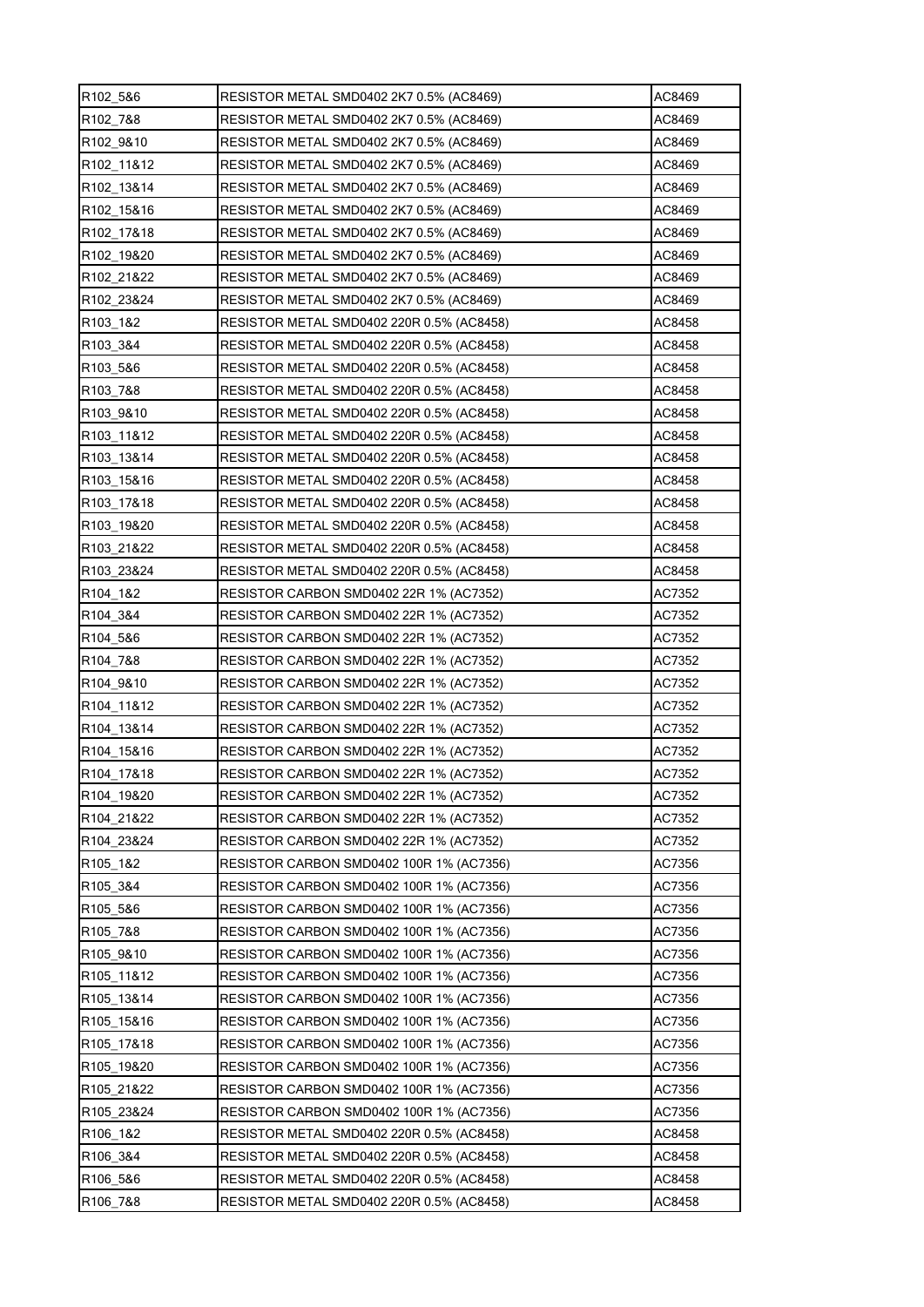| R102_5&6 | RESISTOR METAL SMD0402 2K7 0.5% (AC8469) | AC8469 |
|---|---|---|
| R102_7&8 | RESISTOR METAL SMD0402 2K7 0.5% (AC8469) | AC8469 |
| R102_9&10 | RESISTOR METAL SMD0402 2K7 0.5% (AC8469) | AC8469 |
| R102_11&12 | RESISTOR METAL SMD0402 2K7 0.5% (AC8469) | AC8469 |
| R102_13&14 | RESISTOR METAL SMD0402 2K7 0.5% (AC8469) | AC8469 |
| R102_15&16 | RESISTOR METAL SMD0402 2K7 0.5% (AC8469) | AC8469 |
| R102_17&18 | RESISTOR METAL SMD0402 2K7 0.5% (AC8469) | AC8469 |
| R102_19&20 | RESISTOR METAL SMD0402 2K7 0.5% (AC8469) | AC8469 |
| R102_21&22 | RESISTOR METAL SMD0402 2K7 0.5% (AC8469) | AC8469 |
| R102_23&24 | RESISTOR METAL SMD0402 2K7 0.5% (AC8469) | AC8469 |
| R103_1&2 | RESISTOR METAL SMD0402 220R 0.5% (AC8458) | AC8458 |
| R103_3&4 | RESISTOR METAL SMD0402 220R 0.5% (AC8458) | AC8458 |
| R103_5&6 | RESISTOR METAL SMD0402 220R 0.5% (AC8458) | AC8458 |
| R103_7&8 | RESISTOR METAL SMD0402 220R 0.5% (AC8458) | AC8458 |
| R103_9&10 | RESISTOR METAL SMD0402 220R 0.5% (AC8458) | AC8458 |
| R103_11&12 | RESISTOR METAL SMD0402 220R 0.5% (AC8458) | AC8458 |
| R103_13&14 | RESISTOR METAL SMD0402 220R 0.5% (AC8458) | AC8458 |
| R103_15&16 | RESISTOR METAL SMD0402 220R 0.5% (AC8458) | AC8458 |
| R103_17&18 | RESISTOR METAL SMD0402 220R 0.5% (AC8458) | AC8458 |
| R103_19&20 | RESISTOR METAL SMD0402 220R 0.5% (AC8458) | AC8458 |
| R103_21&22 | RESISTOR METAL SMD0402 220R 0.5% (AC8458) | AC8458 |
| R103_23&24 | RESISTOR METAL SMD0402 220R 0.5% (AC8458) | AC8458 |
| R104_1&2 | RESISTOR CARBON SMD0402 22R 1% (AC7352) | AC7352 |
| R104_3&4 | RESISTOR CARBON SMD0402 22R 1% (AC7352) | AC7352 |
| R104_5&6 | RESISTOR CARBON SMD0402 22R 1% (AC7352) | AC7352 |
| R104_7&8 | RESISTOR CARBON SMD0402 22R 1% (AC7352) | AC7352 |
| R104_9&10 | RESISTOR CARBON SMD0402 22R 1% (AC7352) | AC7352 |
| R104_11&12 | RESISTOR CARBON SMD0402 22R 1% (AC7352) | AC7352 |
| R104_13&14 | RESISTOR CARBON SMD0402 22R 1% (AC7352) | AC7352 |
| R104_15&16 | RESISTOR CARBON SMD0402 22R 1% (AC7352) | AC7352 |
| R104_17&18 | RESISTOR CARBON SMD0402 22R 1% (AC7352) | AC7352 |
| R104_19&20 | RESISTOR CARBON SMD0402 22R 1% (AC7352) | AC7352 |
| R104_21&22 | RESISTOR CARBON SMD0402 22R 1% (AC7352) | AC7352 |
| R104_23&24 | RESISTOR CARBON SMD0402 22R 1% (AC7352) | AC7352 |
| R105_1&2 | RESISTOR CARBON SMD0402 100R 1% (AC7356) | AC7356 |
| R105_3&4 | RESISTOR CARBON SMD0402 100R 1% (AC7356) | AC7356 |
| R105_5&6 | RESISTOR CARBON SMD0402 100R 1% (AC7356) | AC7356 |
| R105_7&8 | RESISTOR CARBON SMD0402 100R 1% (AC7356) | AC7356 |
| R105_9&10 | RESISTOR CARBON SMD0402 100R 1% (AC7356) | AC7356 |
| R105_11&12 | RESISTOR CARBON SMD0402 100R 1% (AC7356) | AC7356 |
| R105_13&14 | RESISTOR CARBON SMD0402 100R 1% (AC7356) | AC7356 |
| R105_15&16 | RESISTOR CARBON SMD0402 100R 1% (AC7356) | AC7356 |
| R105_17&18 | RESISTOR CARBON SMD0402 100R 1% (AC7356) | AC7356 |
| R105_19&20 | RESISTOR CARBON SMD0402 100R 1% (AC7356) | AC7356 |
| R105_21&22 | RESISTOR CARBON SMD0402 100R 1% (AC7356) | AC7356 |
| R105_23&24 | RESISTOR CARBON SMD0402 100R 1% (AC7356) | AC7356 |
| R106_1&2 | RESISTOR METAL SMD0402 220R 0.5% (AC8458) | AC8458 |
| R106_3&4 | RESISTOR METAL SMD0402 220R 0.5% (AC8458) | AC8458 |
| R106_5&6 | RESISTOR METAL SMD0402 220R 0.5% (AC8458) | AC8458 |
| R106_7&8 | RESISTOR METAL SMD0402 220R 0.5% (AC8458) | AC8458 |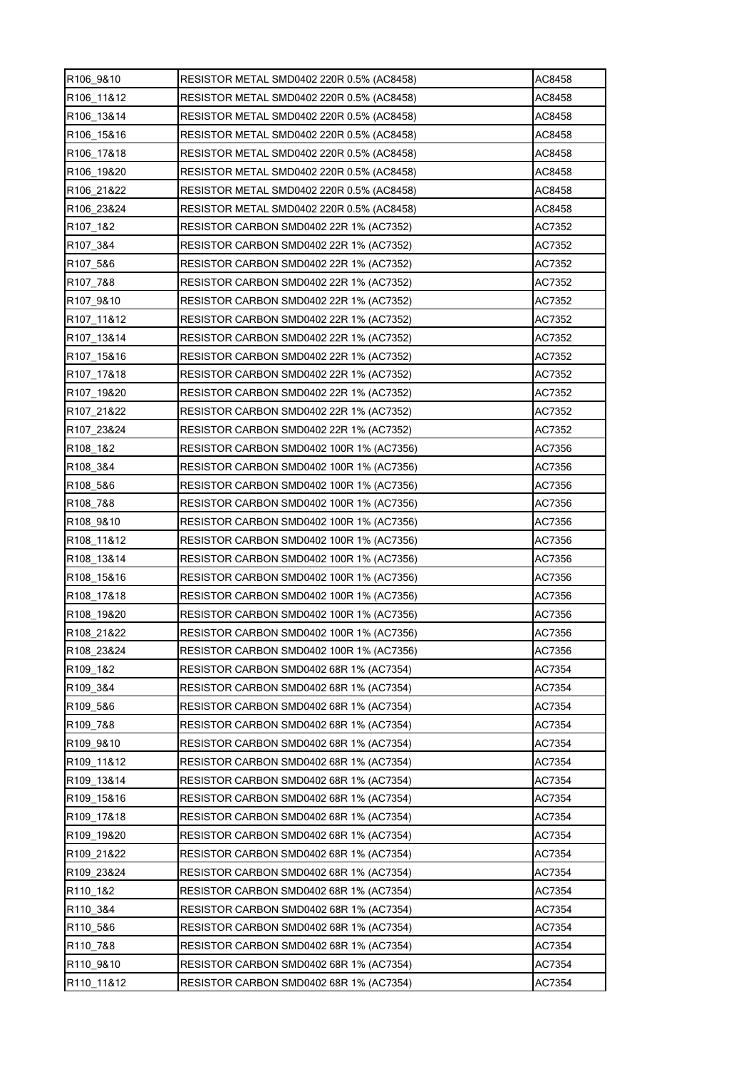| R106_9&10 | RESISTOR METAL SMD0402 220R 0.5% (AC8458) | AC8458 |
|---|---|---|
| R106_11&12 | RESISTOR METAL SMD0402 220R 0.5% (AC8458) | AC8458 |
| R106_13&14 | RESISTOR METAL SMD0402 220R 0.5% (AC8458) | AC8458 |
| R106_15&16 | RESISTOR METAL SMD0402 220R 0.5% (AC8458) | AC8458 |
| R106_17&18 | RESISTOR METAL SMD0402 220R 0.5% (AC8458) | AC8458 |
| R106_19&20 | RESISTOR METAL SMD0402 220R 0.5% (AC8458) | AC8458 |
| R106_21&22 | RESISTOR METAL SMD0402 220R 0.5% (AC8458) | AC8458 |
| R106_23&24 | RESISTOR METAL SMD0402 220R 0.5% (AC8458) | AC8458 |
| R107_1&2 | RESISTOR CARBON SMD0402 22R 1% (AC7352) | AC7352 |
| R107_3&4 | RESISTOR CARBON SMD0402 22R 1% (AC7352) | AC7352 |
| R107_5&6 | RESISTOR CARBON SMD0402 22R 1% (AC7352) | AC7352 |
| R107_7&8 | RESISTOR CARBON SMD0402 22R 1% (AC7352) | AC7352 |
| R107_9&10 | RESISTOR CARBON SMD0402 22R 1% (AC7352) | AC7352 |
| R107_11&12 | RESISTOR CARBON SMD0402 22R 1% (AC7352) | AC7352 |
| R107_13&14 | RESISTOR CARBON SMD0402 22R 1% (AC7352) | AC7352 |
| R107_15&16 | RESISTOR CARBON SMD0402 22R 1% (AC7352) | AC7352 |
| R107_17&18 | RESISTOR CARBON SMD0402 22R 1% (AC7352) | AC7352 |
| R107_19&20 | RESISTOR CARBON SMD0402 22R 1% (AC7352) | AC7352 |
| R107_21&22 | RESISTOR CARBON SMD0402 22R 1% (AC7352) | AC7352 |
| R107_23&24 | RESISTOR CARBON SMD0402 22R 1% (AC7352) | AC7352 |
| R108_1&2 | RESISTOR CARBON SMD0402 100R 1% (AC7356) | AC7356 |
| R108_3&4 | RESISTOR CARBON SMD0402 100R 1% (AC7356) | AC7356 |
| R108_5&6 | RESISTOR CARBON SMD0402 100R 1% (AC7356) | AC7356 |
| R108_7&8 | RESISTOR CARBON SMD0402 100R 1% (AC7356) | AC7356 |
| R108_9&10 | RESISTOR CARBON SMD0402 100R 1% (AC7356) | AC7356 |
| R108_11&12 | RESISTOR CARBON SMD0402 100R 1% (AC7356) | AC7356 |
| R108_13&14 | RESISTOR CARBON SMD0402 100R 1% (AC7356) | AC7356 |
| R108_15&16 | RESISTOR CARBON SMD0402 100R 1% (AC7356) | AC7356 |
| R108_17&18 | RESISTOR CARBON SMD0402 100R 1% (AC7356) | AC7356 |
| R108_19&20 | RESISTOR CARBON SMD0402 100R 1% (AC7356) | AC7356 |
| R108_21&22 | RESISTOR CARBON SMD0402 100R 1% (AC7356) | AC7356 |
| R108_23&24 | RESISTOR CARBON SMD0402 100R 1% (AC7356) | AC7356 |
| R109_1&2 | RESISTOR CARBON SMD0402 68R 1% (AC7354) | AC7354 |
| R109_3&4 | RESISTOR CARBON SMD0402 68R 1% (AC7354) | AC7354 |
| R109_5&6 | RESISTOR CARBON SMD0402 68R 1% (AC7354) | AC7354 |
| R109_7&8 | RESISTOR CARBON SMD0402 68R 1% (AC7354) | AC7354 |
| R109_9&10 | RESISTOR CARBON SMD0402 68R 1% (AC7354) | AC7354 |
| R109_11&12 | RESISTOR CARBON SMD0402 68R 1% (AC7354) | AC7354 |
| R109_13&14 | RESISTOR CARBON SMD0402 68R 1% (AC7354) | AC7354 |
| R109_15&16 | RESISTOR CARBON SMD0402 68R 1% (AC7354) | AC7354 |
| R109_17&18 | RESISTOR CARBON SMD0402 68R 1% (AC7354) | AC7354 |
| R109_19&20 | RESISTOR CARBON SMD0402 68R 1% (AC7354) | AC7354 |
| R109_21&22 | RESISTOR CARBON SMD0402 68R 1% (AC7354) | AC7354 |
| R109_23&24 | RESISTOR CARBON SMD0402 68R 1% (AC7354) | AC7354 |
| R110_1&2 | RESISTOR CARBON SMD0402 68R 1% (AC7354) | AC7354 |
| R110_3&4 | RESISTOR CARBON SMD0402 68R 1% (AC7354) | AC7354 |
| R110_5&6 | RESISTOR CARBON SMD0402 68R 1% (AC7354) | AC7354 |
| R110_7&8 | RESISTOR CARBON SMD0402 68R 1% (AC7354) | AC7354 |
| R110_9&10 | RESISTOR CARBON SMD0402 68R 1% (AC7354) | AC7354 |
| R110_11&12 | RESISTOR CARBON SMD0402 68R 1% (AC7354) | AC7354 |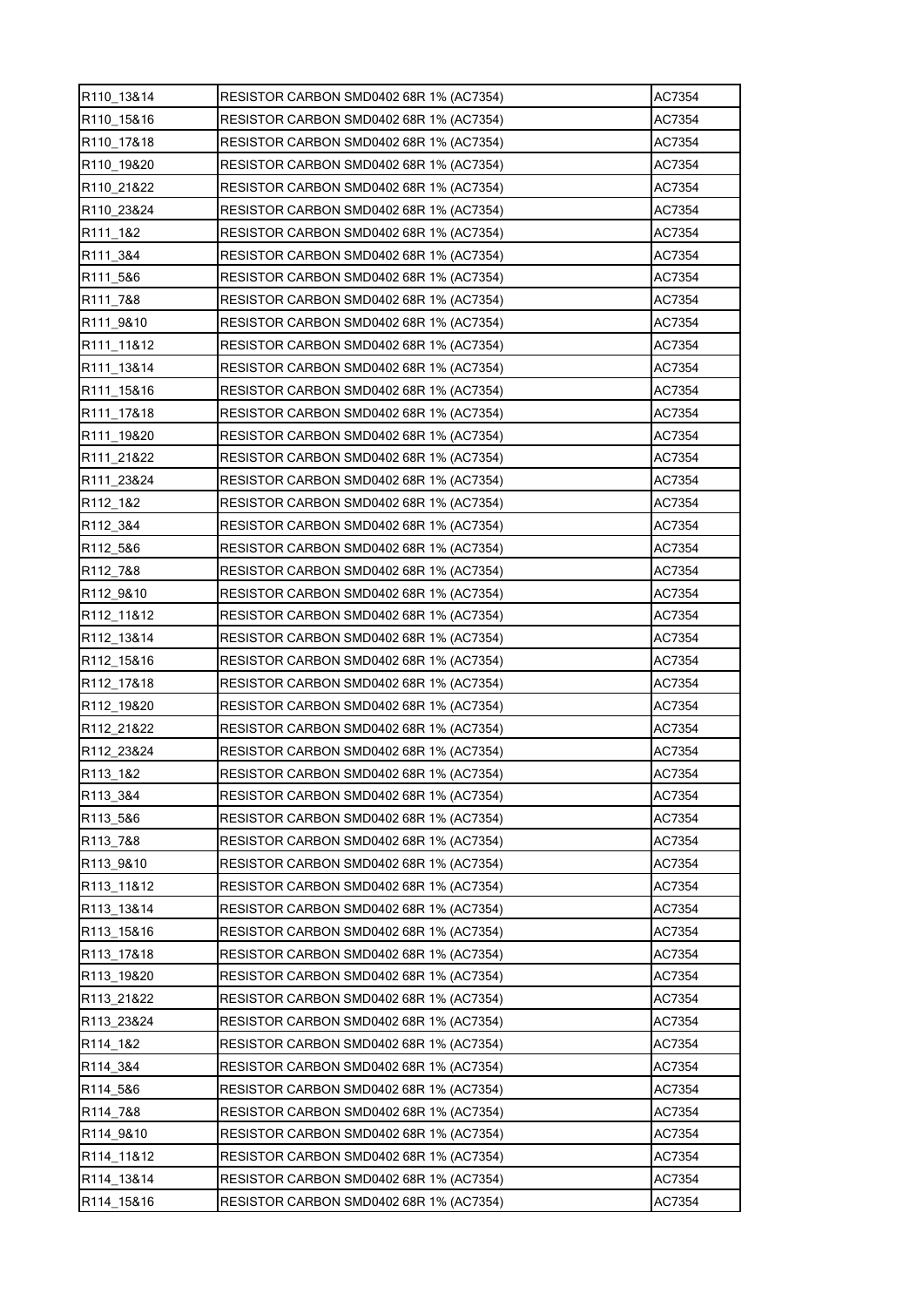| R110_13&14 | RESISTOR CARBON SMD0402 68R 1% (AC7354) | AC7354 |
|---|---|---|
| R110_15&16 | RESISTOR CARBON SMD0402 68R 1% (AC7354) | AC7354 |
| R110_17&18 | RESISTOR CARBON SMD0402 68R 1% (AC7354) | AC7354 |
| R110_19&20 | RESISTOR CARBON SMD0402 68R 1% (AC7354) | AC7354 |
| R110_21&22 | RESISTOR CARBON SMD0402 68R 1% (AC7354) | AC7354 |
| R110_23&24 | RESISTOR CARBON SMD0402 68R 1% (AC7354) | AC7354 |
| R111_1&2 | RESISTOR CARBON SMD0402 68R 1% (AC7354) | AC7354 |
| R111_3&4 | RESISTOR CARBON SMD0402 68R 1% (AC7354) | AC7354 |
| R111_5&6 | RESISTOR CARBON SMD0402 68R 1% (AC7354) | AC7354 |
| R111_7&8 | RESISTOR CARBON SMD0402 68R 1% (AC7354) | AC7354 |
| R111_9&10 | RESISTOR CARBON SMD0402 68R 1% (AC7354) | AC7354 |
| R111_11&12 | RESISTOR CARBON SMD0402 68R 1% (AC7354) | AC7354 |
| R111_13&14 | RESISTOR CARBON SMD0402 68R 1% (AC7354) | AC7354 |
| R111_15&16 | RESISTOR CARBON SMD0402 68R 1% (AC7354) | AC7354 |
| R111_17&18 | RESISTOR CARBON SMD0402 68R 1% (AC7354) | AC7354 |
| R111_19&20 | RESISTOR CARBON SMD0402 68R 1% (AC7354) | AC7354 |
| R111_21&22 | RESISTOR CARBON SMD0402 68R 1% (AC7354) | AC7354 |
| R111_23&24 | RESISTOR CARBON SMD0402 68R 1% (AC7354) | AC7354 |
| R112_1&2 | RESISTOR CARBON SMD0402 68R 1% (AC7354) | AC7354 |
| R112_3&4 | RESISTOR CARBON SMD0402 68R 1% (AC7354) | AC7354 |
| R112_5&6 | RESISTOR CARBON SMD0402 68R 1% (AC7354) | AC7354 |
| R112_7&8 | RESISTOR CARBON SMD0402 68R 1% (AC7354) | AC7354 |
| R112_9&10 | RESISTOR CARBON SMD0402 68R 1% (AC7354) | AC7354 |
| R112_11&12 | RESISTOR CARBON SMD0402 68R 1% (AC7354) | AC7354 |
| R112_13&14 | RESISTOR CARBON SMD0402 68R 1% (AC7354) | AC7354 |
| R112_15&16 | RESISTOR CARBON SMD0402 68R 1% (AC7354) | AC7354 |
| R112_17&18 | RESISTOR CARBON SMD0402 68R 1% (AC7354) | AC7354 |
| R112_19&20 | RESISTOR CARBON SMD0402 68R 1% (AC7354) | AC7354 |
| R112_21&22 | RESISTOR CARBON SMD0402 68R 1% (AC7354) | AC7354 |
| R112_23&24 | RESISTOR CARBON SMD0402 68R 1% (AC7354) | AC7354 |
| R113_1&2 | RESISTOR CARBON SMD0402 68R 1% (AC7354) | AC7354 |
| R113_3&4 | RESISTOR CARBON SMD0402 68R 1% (AC7354) | AC7354 |
| R113_5&6 | RESISTOR CARBON SMD0402 68R 1% (AC7354) | AC7354 |
| R113_7&8 | RESISTOR CARBON SMD0402 68R 1% (AC7354) | AC7354 |
| R113_9&10 | RESISTOR CARBON SMD0402 68R 1% (AC7354) | AC7354 |
| R113_11&12 | RESISTOR CARBON SMD0402 68R 1% (AC7354) | AC7354 |
| R113_13&14 | RESISTOR CARBON SMD0402 68R 1% (AC7354) | AC7354 |
| R113_15&16 | RESISTOR CARBON SMD0402 68R 1% (AC7354) | AC7354 |
| R113_17&18 | RESISTOR CARBON SMD0402 68R 1% (AC7354) | AC7354 |
| R113_19&20 | RESISTOR CARBON SMD0402 68R 1% (AC7354) | AC7354 |
| R113_21&22 | RESISTOR CARBON SMD0402 68R 1% (AC7354) | AC7354 |
| R113_23&24 | RESISTOR CARBON SMD0402 68R 1% (AC7354) | AC7354 |
| R114_1&2 | RESISTOR CARBON SMD0402 68R 1% (AC7354) | AC7354 |
| R114_3&4 | RESISTOR CARBON SMD0402 68R 1% (AC7354) | AC7354 |
| R114_5&6 | RESISTOR CARBON SMD0402 68R 1% (AC7354) | AC7354 |
| R114_7&8 | RESISTOR CARBON SMD0402 68R 1% (AC7354) | AC7354 |
| R114_9&10 | RESISTOR CARBON SMD0402 68R 1% (AC7354) | AC7354 |
| R114_11&12 | RESISTOR CARBON SMD0402 68R 1% (AC7354) | AC7354 |
| R114_13&14 | RESISTOR CARBON SMD0402 68R 1% (AC7354) | AC7354 |
| R114_15&16 | RESISTOR CARBON SMD0402 68R 1% (AC7354) | AC7354 |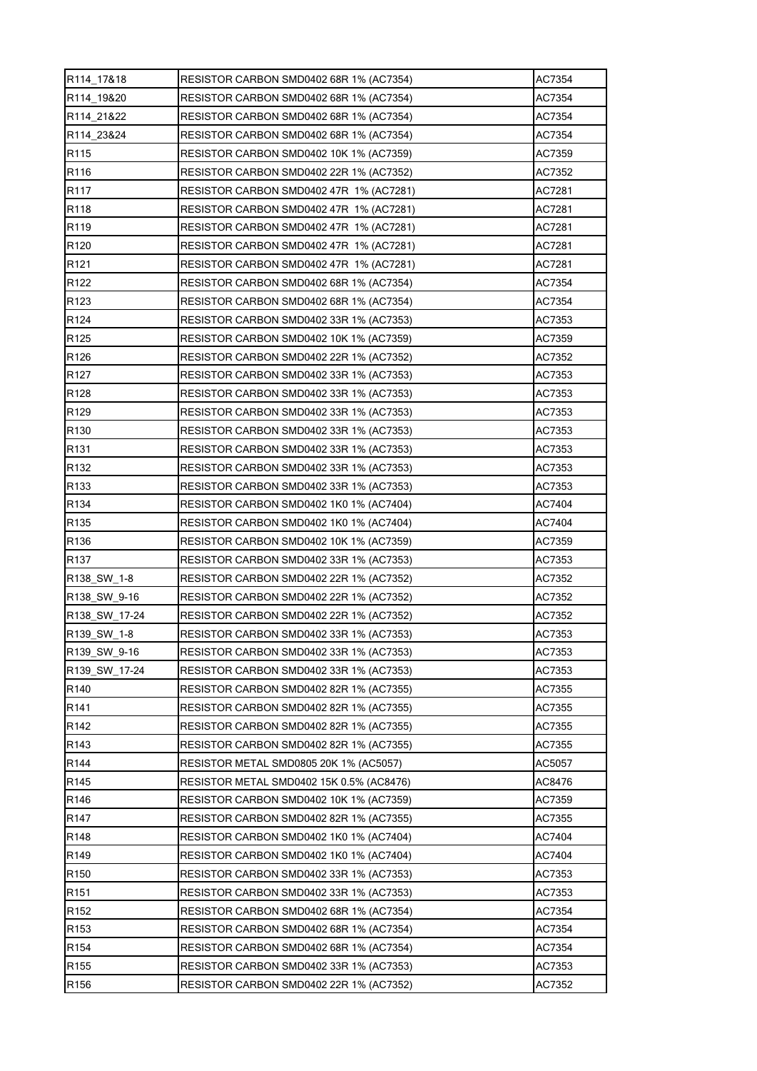| | | |
|---|---|---|
| R114_17&18 | RESISTOR CARBON SMD0402 68R 1% (AC7354) | AC7354 |
| R114_19&20 | RESISTOR CARBON SMD0402 68R 1% (AC7354) | AC7354 |
| R114_21&22 | RESISTOR CARBON SMD0402 68R 1% (AC7354) | AC7354 |
| R114_23&24 | RESISTOR CARBON SMD0402 68R 1% (AC7354) | AC7354 |
| R115 | RESISTOR CARBON SMD0402 10K 1% (AC7359) | AC7359 |
| R116 | RESISTOR CARBON SMD0402 22R 1% (AC7352) | AC7352 |
| R117 | RESISTOR CARBON SMD0402 47R 1% (AC7281) | AC7281 |
| R118 | RESISTOR CARBON SMD0402 47R 1% (AC7281) | AC7281 |
| R119 | RESISTOR CARBON SMD0402 47R 1% (AC7281) | AC7281 |
| R120 | RESISTOR CARBON SMD0402 47R 1% (AC7281) | AC7281 |
| R121 | RESISTOR CARBON SMD0402 47R 1% (AC7281) | AC7281 |
| R122 | RESISTOR CARBON SMD0402 68R 1% (AC7354) | AC7354 |
| R123 | RESISTOR CARBON SMD0402 68R 1% (AC7354) | AC7354 |
| R124 | RESISTOR CARBON SMD0402 33R 1% (AC7353) | AC7353 |
| R125 | RESISTOR CARBON SMD0402 10K 1% (AC7359) | AC7359 |
| R126 | RESISTOR CARBON SMD0402 22R 1% (AC7352) | AC7352 |
| R127 | RESISTOR CARBON SMD0402 33R 1% (AC7353) | AC7353 |
| R128 | RESISTOR CARBON SMD0402 33R 1% (AC7353) | AC7353 |
| R129 | RESISTOR CARBON SMD0402 33R 1% (AC7353) | AC7353 |
| R130 | RESISTOR CARBON SMD0402 33R 1% (AC7353) | AC7353 |
| R131 | RESISTOR CARBON SMD0402 33R 1% (AC7353) | AC7353 |
| R132 | RESISTOR CARBON SMD0402 33R 1% (AC7353) | AC7353 |
| R133 | RESISTOR CARBON SMD0402 33R 1% (AC7353) | AC7353 |
| R134 | RESISTOR CARBON SMD0402 1K0 1% (AC7404) | AC7404 |
| R135 | RESISTOR CARBON SMD0402 1K0 1% (AC7404) | AC7404 |
| R136 | RESISTOR CARBON SMD0402 10K 1% (AC7359) | AC7359 |
| R137 | RESISTOR CARBON SMD0402 33R 1% (AC7353) | AC7353 |
| R138_SW_1-8 | RESISTOR CARBON SMD0402 22R 1% (AC7352) | AC7352 |
| R138_SW_9-16 | RESISTOR CARBON SMD0402 22R 1% (AC7352) | AC7352 |
| R138_SW_17-24 | RESISTOR CARBON SMD0402 22R 1% (AC7352) | AC7352 |
| R139_SW_1-8 | RESISTOR CARBON SMD0402 33R 1% (AC7353) | AC7353 |
| R139_SW_9-16 | RESISTOR CARBON SMD0402 33R 1% (AC7353) | AC7353 |
| R139_SW_17-24 | RESISTOR CARBON SMD0402 33R 1% (AC7353) | AC7353 |
| R140 | RESISTOR CARBON SMD0402 82R 1% (AC7355) | AC7355 |
| R141 | RESISTOR CARBON SMD0402 82R 1% (AC7355) | AC7355 |
| R142 | RESISTOR CARBON SMD0402 82R 1% (AC7355) | AC7355 |
| R143 | RESISTOR CARBON SMD0402 82R 1% (AC7355) | AC7355 |
| R144 | RESISTOR METAL SMD0805 20K 1% (AC5057) | AC5057 |
| R145 | RESISTOR METAL SMD0402 15K 0.5% (AC8476) | AC8476 |
| R146 | RESISTOR CARBON SMD0402 10K 1% (AC7359) | AC7359 |
| R147 | RESISTOR CARBON SMD0402 82R 1% (AC7355) | AC7355 |
| R148 | RESISTOR CARBON SMD0402 1K0 1% (AC7404) | AC7404 |
| R149 | RESISTOR CARBON SMD0402 1K0 1% (AC7404) | AC7404 |
| R150 | RESISTOR CARBON SMD0402 33R 1% (AC7353) | AC7353 |
| R151 | RESISTOR CARBON SMD0402 33R 1% (AC7353) | AC7353 |
| R152 | RESISTOR CARBON SMD0402 68R 1% (AC7354) | AC7354 |
| R153 | RESISTOR CARBON SMD0402 68R 1% (AC7354) | AC7354 |
| R154 | RESISTOR CARBON SMD0402 68R 1% (AC7354) | AC7354 |
| R155 | RESISTOR CARBON SMD0402 33R 1% (AC7353) | AC7353 |
| R156 | RESISTOR CARBON SMD0402 22R 1% (AC7352) | AC7352 |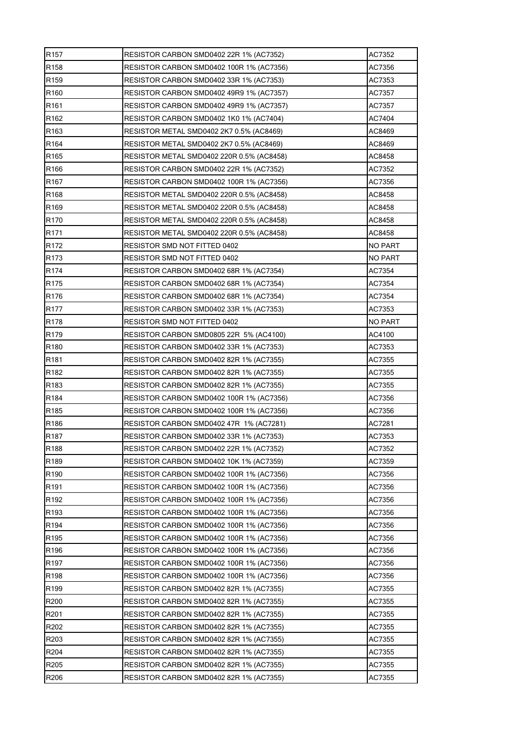| R157 | RESISTOR CARBON SMD0402 22R 1% (AC7352) | AC7352 |
|---|---|---|
| R158 | RESISTOR CARBON SMD0402 100R 1% (AC7356) | AC7356 |
| R159 | RESISTOR CARBON SMD0402 33R 1% (AC7353) | AC7353 |
| R160 | RESISTOR CARBON SMD0402 49R9 1% (AC7357) | AC7357 |
| R161 | RESISTOR CARBON SMD0402 49R9 1% (AC7357) | AC7357 |
| R162 | RESISTOR CARBON SMD0402 1K0 1% (AC7404) | AC7404 |
| R163 | RESISTOR METAL SMD0402 2K7 0.5% (AC8469) | AC8469 |
| R164 | RESISTOR METAL SMD0402 2K7 0.5% (AC8469) | AC8469 |
| R165 | RESISTOR METAL SMD0402 220R 0.5% (AC8458) | AC8458 |
| R166 | RESISTOR CARBON SMD0402 22R 1% (AC7352) | AC7352 |
| R167 | RESISTOR CARBON SMD0402 100R 1% (AC7356) | AC7356 |
| R168 | RESISTOR METAL SMD0402 220R 0.5% (AC8458) | AC8458 |
| R169 | RESISTOR METAL SMD0402 220R 0.5% (AC8458) | AC8458 |
| R170 | RESISTOR METAL SMD0402 220R 0.5% (AC8458) | AC8458 |
| R171 | RESISTOR METAL SMD0402 220R 0.5% (AC8458) | AC8458 |
| R172 | RESISTOR SMD NOT FITTED 0402 | NO PART |
| R173 | RESISTOR SMD NOT FITTED 0402 | NO PART |
| R174 | RESISTOR CARBON SMD0402 68R 1% (AC7354) | AC7354 |
| R175 | RESISTOR CARBON SMD0402 68R 1% (AC7354) | AC7354 |
| R176 | RESISTOR CARBON SMD0402 68R 1% (AC7354) | AC7354 |
| R177 | RESISTOR CARBON SMD0402 33R 1% (AC7353) | AC7353 |
| R178 | RESISTOR SMD NOT FITTED 0402 | NO PART |
| R179 | RESISTOR CARBON SMD0805 22R 5% (AC4100) | AC4100 |
| R180 | RESISTOR CARBON SMD0402 33R 1% (AC7353) | AC7353 |
| R181 | RESISTOR CARBON SMD0402 82R 1% (AC7355) | AC7355 |
| R182 | RESISTOR CARBON SMD0402 82R 1% (AC7355) | AC7355 |
| R183 | RESISTOR CARBON SMD0402 82R 1% (AC7355) | AC7355 |
| R184 | RESISTOR CARBON SMD0402 100R 1% (AC7356) | AC7356 |
| R185 | RESISTOR CARBON SMD0402 100R 1% (AC7356) | AC7356 |
| R186 | RESISTOR CARBON SMD0402 47R 1% (AC7281) | AC7281 |
| R187 | RESISTOR CARBON SMD0402 33R 1% (AC7353) | AC7353 |
| R188 | RESISTOR CARBON SMD0402 22R 1% (AC7352) | AC7352 |
| R189 | RESISTOR CARBON SMD0402 10K 1% (AC7359) | AC7359 |
| R190 | RESISTOR CARBON SMD0402 100R 1% (AC7356) | AC7356 |
| R191 | RESISTOR CARBON SMD0402 100R 1% (AC7356) | AC7356 |
| R192 | RESISTOR CARBON SMD0402 100R 1% (AC7356) | AC7356 |
| R193 | RESISTOR CARBON SMD0402 100R 1% (AC7356) | AC7356 |
| R194 | RESISTOR CARBON SMD0402 100R 1% (AC7356) | AC7356 |
| R195 | RESISTOR CARBON SMD0402 100R 1% (AC7356) | AC7356 |
| R196 | RESISTOR CARBON SMD0402 100R 1% (AC7356) | AC7356 |
| R197 | RESISTOR CARBON SMD0402 100R 1% (AC7356) | AC7356 |
| R198 | RESISTOR CARBON SMD0402 100R 1% (AC7356) | AC7356 |
| R199 | RESISTOR CARBON SMD0402 82R 1% (AC7355) | AC7355 |
| R200 | RESISTOR CARBON SMD0402 82R 1% (AC7355) | AC7355 |
| R201 | RESISTOR CARBON SMD0402 82R 1% (AC7355) | AC7355 |
| R202 | RESISTOR CARBON SMD0402 82R 1% (AC7355) | AC7355 |
| R203 | RESISTOR CARBON SMD0402 82R 1% (AC7355) | AC7355 |
| R204 | RESISTOR CARBON SMD0402 82R 1% (AC7355) | AC7355 |
| R205 | RESISTOR CARBON SMD0402 82R 1% (AC7355) | AC7355 |
| R206 | RESISTOR CARBON SMD0402 82R 1% (AC7355) | AC7355 |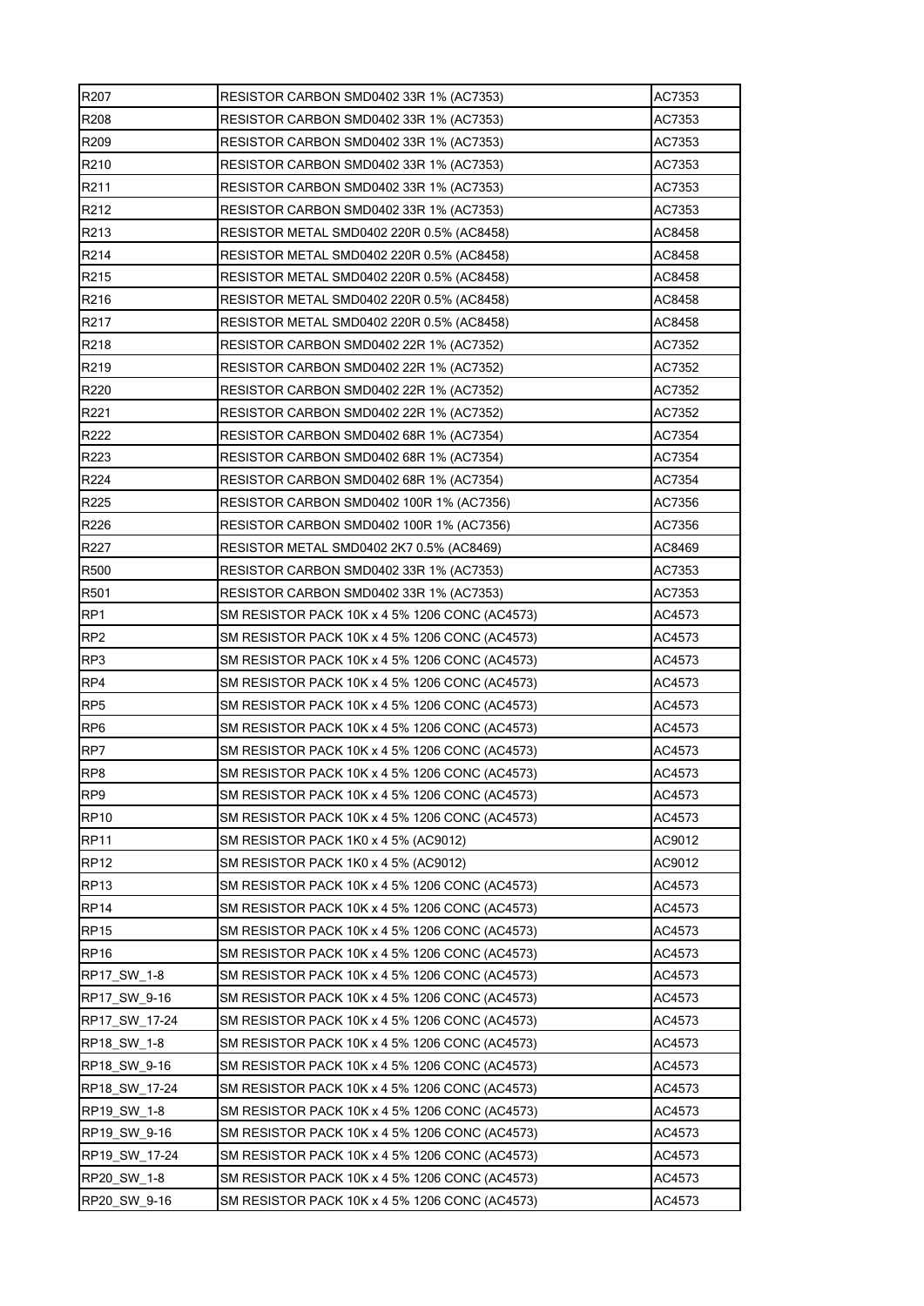| R207 | RESISTOR CARBON SMD0402 33R 1% (AC7353) | AC7353 |
|---|---|---|
| R208 | RESISTOR CARBON SMD0402 33R 1% (AC7353) | AC7353 |
| R209 | RESISTOR CARBON SMD0402 33R 1% (AC7353) | AC7353 |
| R210 | RESISTOR CARBON SMD0402 33R 1% (AC7353) | AC7353 |
| R211 | RESISTOR CARBON SMD0402 33R 1% (AC7353) | AC7353 |
| R212 | RESISTOR CARBON SMD0402 33R 1% (AC7353) | AC7353 |
| R213 | RESISTOR METAL SMD0402 220R 0.5% (AC8458) | AC8458 |
| R214 | RESISTOR METAL SMD0402 220R 0.5% (AC8458) | AC8458 |
| R215 | RESISTOR METAL SMD0402 220R 0.5% (AC8458) | AC8458 |
| R216 | RESISTOR METAL SMD0402 220R 0.5% (AC8458) | AC8458 |
| R217 | RESISTOR METAL SMD0402 220R 0.5% (AC8458) | AC8458 |
| R218 | RESISTOR CARBON SMD0402 22R 1% (AC7352) | AC7352 |
| R219 | RESISTOR CARBON SMD0402 22R 1% (AC7352) | AC7352 |
| R220 | RESISTOR CARBON SMD0402 22R 1% (AC7352) | AC7352 |
| R221 | RESISTOR CARBON SMD0402 22R 1% (AC7352) | AC7352 |
| R222 | RESISTOR CARBON SMD0402 68R 1% (AC7354) | AC7354 |
| R223 | RESISTOR CARBON SMD0402 68R 1% (AC7354) | AC7354 |
| R224 | RESISTOR CARBON SMD0402 68R 1% (AC7354) | AC7354 |
| R225 | RESISTOR CARBON SMD0402 100R 1% (AC7356) | AC7356 |
| R226 | RESISTOR CARBON SMD0402 100R 1% (AC7356) | AC7356 |
| R227 | RESISTOR METAL SMD0402 2K7 0.5% (AC8469) | AC8469 |
| R500 | RESISTOR CARBON SMD0402 33R 1% (AC7353) | AC7353 |
| R501 | RESISTOR CARBON SMD0402 33R 1% (AC7353) | AC7353 |
| RP1 | SM RESISTOR PACK 10K x 4 5% 1206 CONC (AC4573) | AC4573 |
| RP2 | SM RESISTOR PACK 10K x 4 5% 1206 CONC (AC4573) | AC4573 |
| RP3 | SM RESISTOR PACK 10K x 4 5% 1206 CONC (AC4573) | AC4573 |
| RP4 | SM RESISTOR PACK 10K x 4 5% 1206 CONC (AC4573) | AC4573 |
| RP5 | SM RESISTOR PACK 10K x 4 5% 1206 CONC (AC4573) | AC4573 |
| RP6 | SM RESISTOR PACK 10K x 4 5% 1206 CONC (AC4573) | AC4573 |
| RP7 | SM RESISTOR PACK 10K x 4 5% 1206 CONC (AC4573) | AC4573 |
| RP8 | SM RESISTOR PACK 10K x 4 5% 1206 CONC (AC4573) | AC4573 |
| RP9 | SM RESISTOR PACK 10K x 4 5% 1206 CONC (AC4573) | AC4573 |
| RP10 | SM RESISTOR PACK 10K x 4 5% 1206 CONC (AC4573) | AC4573 |
| RP11 | SM RESISTOR PACK 1K0 x 4 5% (AC9012) | AC9012 |
| RP12 | SM RESISTOR PACK 1K0 x 4 5% (AC9012) | AC9012 |
| RP13 | SM RESISTOR PACK 10K x 4 5% 1206 CONC (AC4573) | AC4573 |
| RP14 | SM RESISTOR PACK 10K x 4 5% 1206 CONC (AC4573) | AC4573 |
| RP15 | SM RESISTOR PACK 10K x 4 5% 1206 CONC (AC4573) | AC4573 |
| RP16 | SM RESISTOR PACK 10K x 4 5% 1206 CONC (AC4573) | AC4573 |
| RP17_SW_1-8 | SM RESISTOR PACK 10K x 4 5% 1206 CONC (AC4573) | AC4573 |
| RP17_SW_9-16 | SM RESISTOR PACK 10K x 4 5% 1206 CONC (AC4573) | AC4573 |
| RP17_SW_17-24 | SM RESISTOR PACK 10K x 4 5% 1206 CONC (AC4573) | AC4573 |
| RP18_SW_1-8 | SM RESISTOR PACK 10K x 4 5% 1206 CONC (AC4573) | AC4573 |
| RP18_SW_9-16 | SM RESISTOR PACK 10K x 4 5% 1206 CONC (AC4573) | AC4573 |
| RP18_SW_17-24 | SM RESISTOR PACK 10K x 4 5% 1206 CONC (AC4573) | AC4573 |
| RP19_SW_1-8 | SM RESISTOR PACK 10K x 4 5% 1206 CONC (AC4573) | AC4573 |
| RP19_SW_9-16 | SM RESISTOR PACK 10K x 4 5% 1206 CONC (AC4573) | AC4573 |
| RP19_SW_17-24 | SM RESISTOR PACK 10K x 4 5% 1206 CONC (AC4573) | AC4573 |
| RP20_SW_1-8 | SM RESISTOR PACK 10K x 4 5% 1206 CONC (AC4573) | AC4573 |
| RP20_SW_9-16 | SM RESISTOR PACK 10K x 4 5% 1206 CONC (AC4573) | AC4573 |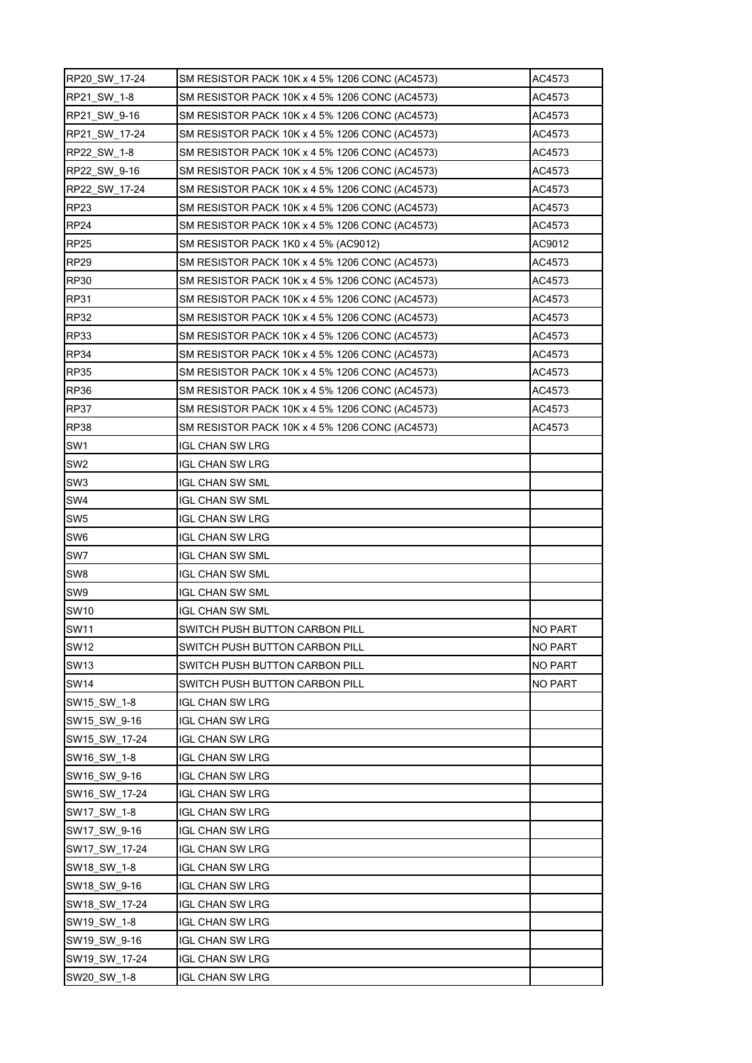| RP20_SW_17-24 | SM RESISTOR PACK 10K x 4 5% 1206 CONC (AC4573) | AC4573 |
|---|---|---|
| RP21_SW_1-8 | SM RESISTOR PACK 10K x 4 5% 1206 CONC (AC4573) | AC4573 |
| RP21_SW_9-16 | SM RESISTOR PACK 10K x 4 5% 1206 CONC (AC4573) | AC4573 |
| RP21_SW_17-24 | SM RESISTOR PACK 10K x 4 5% 1206 CONC (AC4573) | AC4573 |
| RP22_SW_1-8 | SM RESISTOR PACK 10K x 4 5% 1206 CONC (AC4573) | AC4573 |
| RP22_SW_9-16 | SM RESISTOR PACK 10K x 4 5% 1206 CONC (AC4573) | AC4573 |
| RP22_SW_17-24 | SM RESISTOR PACK 10K x 4 5% 1206 CONC (AC4573) | AC4573 |
| RP23 | SM RESISTOR PACK 10K x 4 5% 1206 CONC (AC4573) | AC4573 |
| RP24 | SM RESISTOR PACK 10K x 4 5% 1206 CONC (AC4573) | AC4573 |
| RP25 | SM RESISTOR PACK 1K0 x 4 5% (AC9012) | AC9012 |
| RP29 | SM RESISTOR PACK 10K x 4 5% 1206 CONC (AC4573) | AC4573 |
| RP30 | SM RESISTOR PACK 10K x 4 5% 1206 CONC (AC4573) | AC4573 |
| RP31 | SM RESISTOR PACK 10K x 4 5% 1206 CONC (AC4573) | AC4573 |
| RP32 | SM RESISTOR PACK 10K x 4 5% 1206 CONC (AC4573) | AC4573 |
| RP33 | SM RESISTOR PACK 10K x 4 5% 1206 CONC (AC4573) | AC4573 |
| RP34 | SM RESISTOR PACK 10K x 4 5% 1206 CONC (AC4573) | AC4573 |
| RP35 | SM RESISTOR PACK 10K x 4 5% 1206 CONC (AC4573) | AC4573 |
| RP36 | SM RESISTOR PACK 10K x 4 5% 1206 CONC (AC4573) | AC4573 |
| RP37 | SM RESISTOR PACK 10K x 4 5% 1206 CONC (AC4573) | AC4573 |
| RP38 | SM RESISTOR PACK 10K x 4 5% 1206 CONC (AC4573) | AC4573 |
| SW1 | IGL CHAN SW LRG | |
| SW2 | IGL CHAN SW LRG | |
| SW3 | IGL CHAN SW SML | |
| SW4 | IGL CHAN SW SML | |
| SW5 | IGL CHAN SW LRG | |
| SW6 | IGL CHAN SW LRG | |
| SW7 | IGL CHAN SW SML | |
| SW8 | IGL CHAN SW SML | |
| SW9 | IGL CHAN SW SML | |
| SW10 | IGL CHAN SW SML | |
| SW11 | SWITCH PUSH BUTTON CARBON PILL | NO PART |
| SW12 | SWITCH PUSH BUTTON CARBON PILL | NO PART |
| SW13 | SWITCH PUSH BUTTON CARBON PILL | NO PART |
| SW14 | SWITCH PUSH BUTTON CARBON PILL | NO PART |
| SW15_SW_1-8 | IGL CHAN SW LRG | |
| SW15_SW_9-16 | IGL CHAN SW LRG | |
| SW15_SW_17-24 | IGL CHAN SW LRG | |
| SW16_SW_1-8 | IGL CHAN SW LRG | |
| SW16_SW_9-16 | IGL CHAN SW LRG | |
| SW16_SW_17-24 | IGL CHAN SW LRG | |
| SW17_SW_1-8 | IGL CHAN SW LRG | |
| SW17_SW_9-16 | IGL CHAN SW LRG | |
| SW17_SW_17-24 | IGL CHAN SW LRG | |
| SW18_SW_1-8 | IGL CHAN SW LRG | |
| SW18_SW_9-16 | IGL CHAN SW LRG | |
| SW18_SW_17-24 | IGL CHAN SW LRG | |
| SW19_SW_1-8 | IGL CHAN SW LRG | |
| SW19_SW_9-16 | IGL CHAN SW LRG | |
| SW19_SW_17-24 | IGL CHAN SW LRG | |
| SW20_SW_1-8 | IGL CHAN SW LRG | |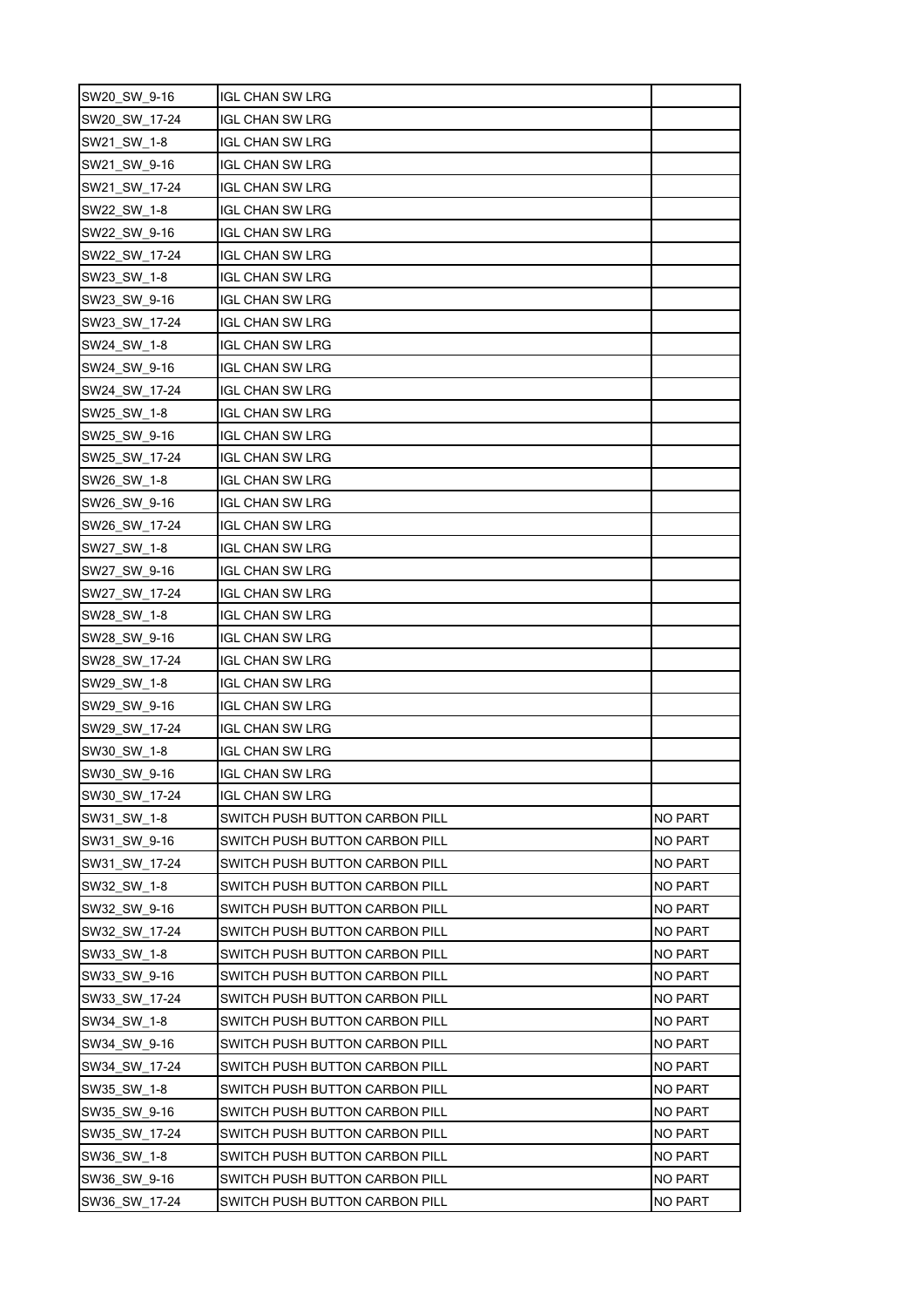| | | |
|---|---|---|
| SW20_SW_9-16 | IGL CHAN SW LRG | |
| SW20_SW_17-24 | IGL CHAN SW LRG | |
| SW21_SW_1-8 | IGL CHAN SW LRG | |
| SW21_SW_9-16 | IGL CHAN SW LRG | |
| SW21_SW_17-24 | IGL CHAN SW LRG | |
| SW22_SW_1-8 | IGL CHAN SW LRG | |
| SW22_SW_9-16 | IGL CHAN SW LRG | |
| SW22_SW_17-24 | IGL CHAN SW LRG | |
| SW23_SW_1-8 | IGL CHAN SW LRG | |
| SW23_SW_9-16 | IGL CHAN SW LRG | |
| SW23_SW_17-24 | IGL CHAN SW LRG | |
| SW24_SW_1-8 | IGL CHAN SW LRG | |
| SW24_SW_9-16 | IGL CHAN SW LRG | |
| SW24_SW_17-24 | IGL CHAN SW LRG | |
| SW25_SW_1-8 | IGL CHAN SW LRG | |
| SW25_SW_9-16 | IGL CHAN SW LRG | |
| SW25_SW_17-24 | IGL CHAN SW LRG | |
| SW26_SW_1-8 | IGL CHAN SW LRG | |
| SW26_SW_9-16 | IGL CHAN SW LRG | |
| SW26_SW_17-24 | IGL CHAN SW LRG | |
| SW27_SW_1-8 | IGL CHAN SW LRG | |
| SW27_SW_9-16 | IGL CHAN SW LRG | |
| SW27_SW_17-24 | IGL CHAN SW LRG | |
| SW28_SW_1-8 | IGL CHAN SW LRG | |
| SW28_SW_9-16 | IGL CHAN SW LRG | |
| SW28_SW_17-24 | IGL CHAN SW LRG | |
| SW29_SW_1-8 | IGL CHAN SW LRG | |
| SW29_SW_9-16 | IGL CHAN SW LRG | |
| SW29_SW_17-24 | IGL CHAN SW LRG | |
| SW30_SW_1-8 | IGL CHAN SW LRG | |
| SW30_SW_9-16 | IGL CHAN SW LRG | |
| SW30_SW_17-24 | IGL CHAN SW LRG | |
| SW31_SW_1-8 | SWITCH PUSH BUTTON CARBON PILL | NO PART |
| SW31_SW_9-16 | SWITCH PUSH BUTTON CARBON PILL | NO PART |
| SW31_SW_17-24 | SWITCH PUSH BUTTON CARBON PILL | NO PART |
| SW32_SW_1-8 | SWITCH PUSH BUTTON CARBON PILL | NO PART |
| SW32_SW_9-16 | SWITCH PUSH BUTTON CARBON PILL | NO PART |
| SW32_SW_17-24 | SWITCH PUSH BUTTON CARBON PILL | NO PART |
| SW33_SW_1-8 | SWITCH PUSH BUTTON CARBON PILL | NO PART |
| SW33_SW_9-16 | SWITCH PUSH BUTTON CARBON PILL | NO PART |
| SW33_SW_17-24 | SWITCH PUSH BUTTON CARBON PILL | NO PART |
| SW34_SW_1-8 | SWITCH PUSH BUTTON CARBON PILL | NO PART |
| SW34_SW_9-16 | SWITCH PUSH BUTTON CARBON PILL | NO PART |
| SW34_SW_17-24 | SWITCH PUSH BUTTON CARBON PILL | NO PART |
| SW35_SW_1-8 | SWITCH PUSH BUTTON CARBON PILL | NO PART |
| SW35_SW_9-16 | SWITCH PUSH BUTTON CARBON PILL | NO PART |
| SW35_SW_17-24 | SWITCH PUSH BUTTON CARBON PILL | NO PART |
| SW36_SW_1-8 | SWITCH PUSH BUTTON CARBON PILL | NO PART |
| SW36_SW_9-16 | SWITCH PUSH BUTTON CARBON PILL | NO PART |
| SW36_SW_17-24 | SWITCH PUSH BUTTON CARBON PILL | NO PART |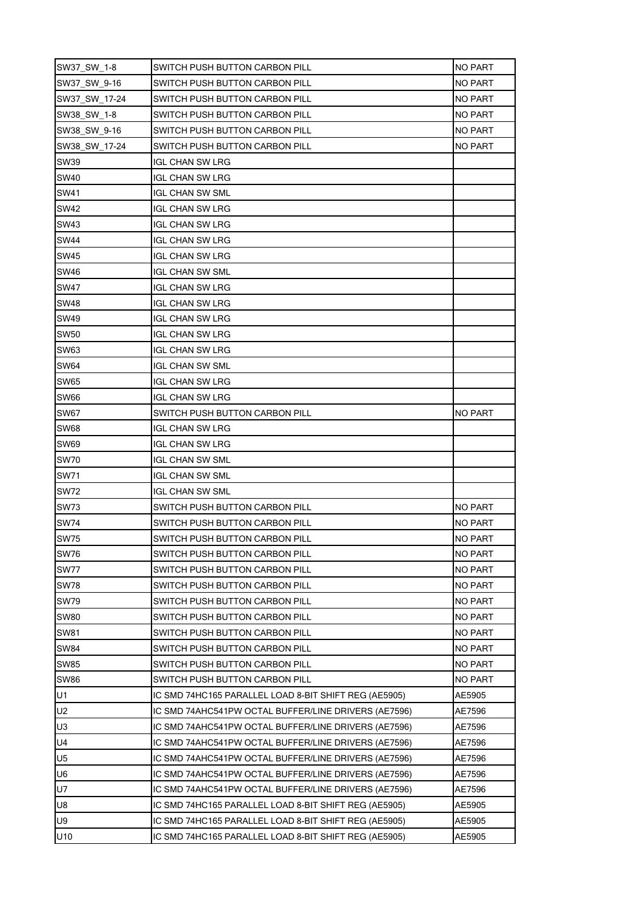| | | |
|---|---|---|
| SW37_SW_1-8 | SWITCH PUSH BUTTON CARBON PILL | NO PART |
| SW37_SW_9-16 | SWITCH PUSH BUTTON CARBON PILL | NO PART |
| SW37_SW_17-24 | SWITCH PUSH BUTTON CARBON PILL | NO PART |
| SW38_SW_1-8 | SWITCH PUSH BUTTON CARBON PILL | NO PART |
| SW38_SW_9-16 | SWITCH PUSH BUTTON CARBON PILL | NO PART |
| SW38_SW_17-24 | SWITCH PUSH BUTTON CARBON PILL | NO PART |
| SW39 | IGL CHAN SW LRG | |
| SW40 | IGL CHAN SW LRG | |
| SW41 | IGL CHAN SW SML | |
| SW42 | IGL CHAN SW LRG | |
| SW43 | IGL CHAN SW LRG | |
| SW44 | IGL CHAN SW LRG | |
| SW45 | IGL CHAN SW LRG | |
| SW46 | IGL CHAN SW SML | |
| SW47 | IGL CHAN SW LRG | |
| SW48 | IGL CHAN SW LRG | |
| SW49 | IGL CHAN SW LRG | |
| SW50 | IGL CHAN SW LRG | |
| SW63 | IGL CHAN SW LRG | |
| SW64 | IGL CHAN SW SML | |
| SW65 | IGL CHAN SW LRG | |
| SW66 | IGL CHAN SW LRG | |
| SW67 | SWITCH PUSH BUTTON CARBON PILL | NO PART |
| SW68 | IGL CHAN SW LRG | |
| SW69 | IGL CHAN SW LRG | |
| SW70 | IGL CHAN SW SML | |
| SW71 | IGL CHAN SW SML | |
| SW72 | IGL CHAN SW SML | |
| SW73 | SWITCH PUSH BUTTON CARBON PILL | NO PART |
| SW74 | SWITCH PUSH BUTTON CARBON PILL | NO PART |
| SW75 | SWITCH PUSH BUTTON CARBON PILL | NO PART |
| SW76 | SWITCH PUSH BUTTON CARBON PILL | NO PART |
| SW77 | SWITCH PUSH BUTTON CARBON PILL | NO PART |
| SW78 | SWITCH PUSH BUTTON CARBON PILL | NO PART |
| SW79 | SWITCH PUSH BUTTON CARBON PILL | NO PART |
| SW80 | SWITCH PUSH BUTTON CARBON PILL | NO PART |
| SW81 | SWITCH PUSH BUTTON CARBON PILL | NO PART |
| SW84 | SWITCH PUSH BUTTON CARBON PILL | NO PART |
| SW85 | SWITCH PUSH BUTTON CARBON PILL | NO PART |
| SW86 | SWITCH PUSH BUTTON CARBON PILL | NO PART |
| U1 | IC SMD 74HC165 PARALLEL LOAD 8-BIT SHIFT REG (AE5905) | AE5905 |
| U2 | IC SMD 74AHC541PW OCTAL BUFFER/LINE DRIVERS (AE7596) | AE7596 |
| U3 | IC SMD 74AHC541PW OCTAL BUFFER/LINE DRIVERS (AE7596) | AE7596 |
| U4 | IC SMD 74AHC541PW OCTAL BUFFER/LINE DRIVERS (AE7596) | AE7596 |
| U5 | IC SMD 74AHC541PW OCTAL BUFFER/LINE DRIVERS (AE7596) | AE7596 |
| U6 | IC SMD 74AHC541PW OCTAL BUFFER/LINE DRIVERS (AE7596) | AE7596 |
| U7 | IC SMD 74AHC541PW OCTAL BUFFER/LINE DRIVERS (AE7596) | AE7596 |
| U8 | IC SMD 74HC165 PARALLEL LOAD 8-BIT SHIFT REG (AE5905) | AE5905 |
| U9 | IC SMD 74HC165 PARALLEL LOAD 8-BIT SHIFT REG (AE5905) | AE5905 |
| U10 | IC SMD 74HC165 PARALLEL LOAD 8-BIT SHIFT REG (AE5905) | AE5905 |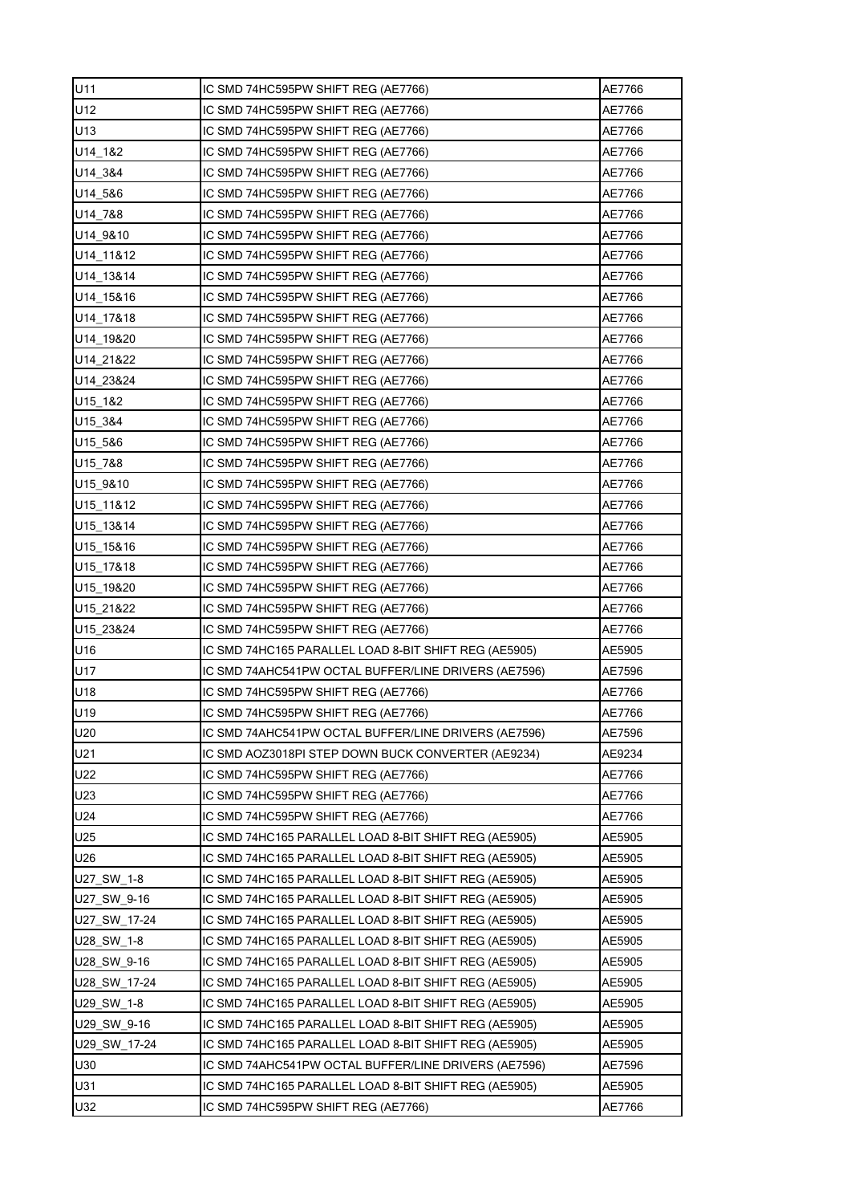| | | |
|---|---|---|
| U11 | IC SMD 74HC595PW SHIFT REG (AE7766) | AE7766 |
| U12 | IC SMD 74HC595PW SHIFT REG (AE7766) | AE7766 |
| U13 | IC SMD 74HC595PW SHIFT REG (AE7766) | AE7766 |
| U14_1&2 | IC SMD 74HC595PW SHIFT REG (AE7766) | AE7766 |
| U14_3&4 | IC SMD 74HC595PW SHIFT REG (AE7766) | AE7766 |
| U14_5&6 | IC SMD 74HC595PW SHIFT REG (AE7766) | AE7766 |
| U14_7&8 | IC SMD 74HC595PW SHIFT REG (AE7766) | AE7766 |
| U14_9&10 | IC SMD 74HC595PW SHIFT REG (AE7766) | AE7766 |
| U14_11&12 | IC SMD 74HC595PW SHIFT REG (AE7766) | AE7766 |
| U14_13&14 | IC SMD 74HC595PW SHIFT REG (AE7766) | AE7766 |
| U14_15&16 | IC SMD 74HC595PW SHIFT REG (AE7766) | AE7766 |
| U14_17&18 | IC SMD 74HC595PW SHIFT REG (AE7766) | AE7766 |
| U14_19&20 | IC SMD 74HC595PW SHIFT REG (AE7766) | AE7766 |
| U14_21&22 | IC SMD 74HC595PW SHIFT REG (AE7766) | AE7766 |
| U14_23&24 | IC SMD 74HC595PW SHIFT REG (AE7766) | AE7766 |
| U15_1&2 | IC SMD 74HC595PW SHIFT REG (AE7766) | AE7766 |
| U15_3&4 | IC SMD 74HC595PW SHIFT REG (AE7766) | AE7766 |
| U15_5&6 | IC SMD 74HC595PW SHIFT REG (AE7766) | AE7766 |
| U15_7&8 | IC SMD 74HC595PW SHIFT REG (AE7766) | AE7766 |
| U15_9&10 | IC SMD 74HC595PW SHIFT REG (AE7766) | AE7766 |
| U15_11&12 | IC SMD 74HC595PW SHIFT REG (AE7766) | AE7766 |
| U15_13&14 | IC SMD 74HC595PW SHIFT REG (AE7766) | AE7766 |
| U15_15&16 | IC SMD 74HC595PW SHIFT REG (AE7766) | AE7766 |
| U15_17&18 | IC SMD 74HC595PW SHIFT REG (AE7766) | AE7766 |
| U15_19&20 | IC SMD 74HC595PW SHIFT REG (AE7766) | AE7766 |
| U15_21&22 | IC SMD 74HC595PW SHIFT REG (AE7766) | AE7766 |
| U15_23&24 | IC SMD 74HC595PW SHIFT REG (AE7766) | AE7766 |
| U16 | IC SMD 74HC165 PARALLEL LOAD 8-BIT SHIFT REG (AE5905) | AE5905 |
| U17 | IC SMD 74AHC541PW OCTAL BUFFER/LINE DRIVERS (AE7596) | AE7596 |
| U18 | IC SMD 74HC595PW SHIFT REG (AE7766) | AE7766 |
| U19 | IC SMD 74HC595PW SHIFT REG (AE7766) | AE7766 |
| U20 | IC SMD 74AHC541PW OCTAL BUFFER/LINE DRIVERS (AE7596) | AE7596 |
| U21 | IC SMD AOZ3018PI STEP DOWN BUCK CONVERTER (AE9234) | AE9234 |
| U22 | IC SMD 74HC595PW SHIFT REG (AE7766) | AE7766 |
| U23 | IC SMD 74HC595PW SHIFT REG (AE7766) | AE7766 |
| U24 | IC SMD 74HC595PW SHIFT REG (AE7766) | AE7766 |
| U25 | IC SMD 74HC165 PARALLEL LOAD 8-BIT SHIFT REG (AE5905) | AE5905 |
| U26 | IC SMD 74HC165 PARALLEL LOAD 8-BIT SHIFT REG (AE5905) | AE5905 |
| U27_SW_1-8 | IC SMD 74HC165 PARALLEL LOAD 8-BIT SHIFT REG (AE5905) | AE5905 |
| U27_SW_9-16 | IC SMD 74HC165 PARALLEL LOAD 8-BIT SHIFT REG (AE5905) | AE5905 |
| U27_SW_17-24 | IC SMD 74HC165 PARALLEL LOAD 8-BIT SHIFT REG (AE5905) | AE5905 |
| U28_SW_1-8 | IC SMD 74HC165 PARALLEL LOAD 8-BIT SHIFT REG (AE5905) | AE5905 |
| U28_SW_9-16 | IC SMD 74HC165 PARALLEL LOAD 8-BIT SHIFT REG (AE5905) | AE5905 |
| U28_SW_17-24 | IC SMD 74HC165 PARALLEL LOAD 8-BIT SHIFT REG (AE5905) | AE5905 |
| U29_SW_1-8 | IC SMD 74HC165 PARALLEL LOAD 8-BIT SHIFT REG (AE5905) | AE5905 |
| U29_SW_9-16 | IC SMD 74HC165 PARALLEL LOAD 8-BIT SHIFT REG (AE5905) | AE5905 |
| U29_SW_17-24 | IC SMD 74HC165 PARALLEL LOAD 8-BIT SHIFT REG (AE5905) | AE5905 |
| U30 | IC SMD 74AHC541PW OCTAL BUFFER/LINE DRIVERS (AE7596) | AE7596 |
| U31 | IC SMD 74HC165 PARALLEL LOAD 8-BIT SHIFT REG (AE5905) | AE5905 |
| U32 | IC SMD 74HC595PW SHIFT REG (AE7766) | AE7766 |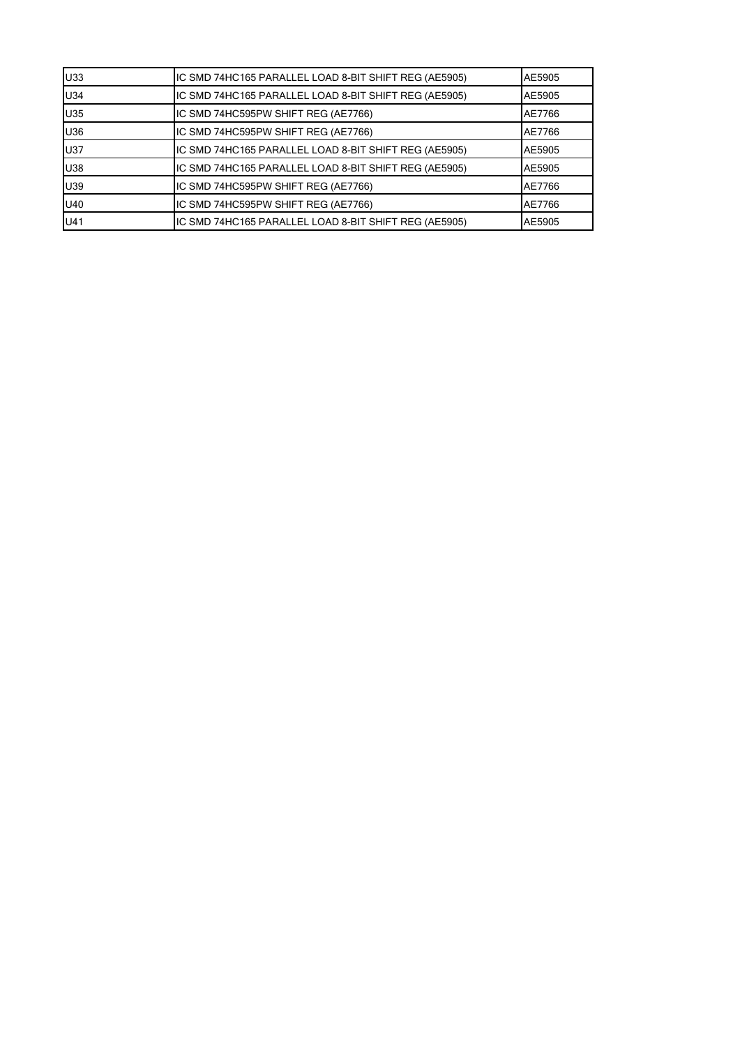| | | |
|---|---|---|
| U33 | IC SMD 74HC165 PARALLEL LOAD 8-BIT SHIFT REG (AE5905) | AE5905 |
| U34 | IC SMD 74HC165 PARALLEL LOAD 8-BIT SHIFT REG (AE5905) | AE5905 |
| U35 | IC SMD 74HC595PW SHIFT REG (AE7766) | AE7766 |
| U36 | IC SMD 74HC595PW SHIFT REG (AE7766) | AE7766 |
| U37 | IC SMD 74HC165 PARALLEL LOAD 8-BIT SHIFT REG (AE5905) | AE5905 |
| U38 | IC SMD 74HC165 PARALLEL LOAD 8-BIT SHIFT REG (AE5905) | AE5905 |
| U39 | IC SMD 74HC595PW SHIFT REG (AE7766) | AE7766 |
| U40 | IC SMD 74HC595PW SHIFT REG (AE7766) | AE7766 |
| U41 | IC SMD 74HC165 PARALLEL LOAD 8-BIT SHIFT REG (AE5905) | AE5905 |